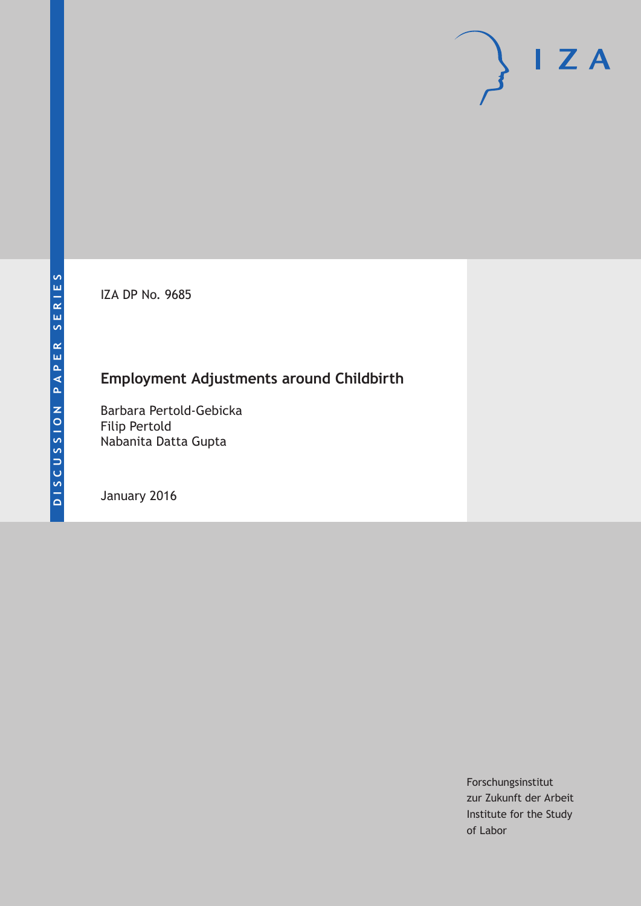DISCUSSION PAPER SERIES

IZA DP No. 9685

# Employment Adjustments around Childbirth

Barbara Pertold-Gebicka
Filip Pertold
Nabanita Datta Gupta

January 2016

Forschungsinstitut
zur Zukunft der Arbeit
Institute for the Study
of Labor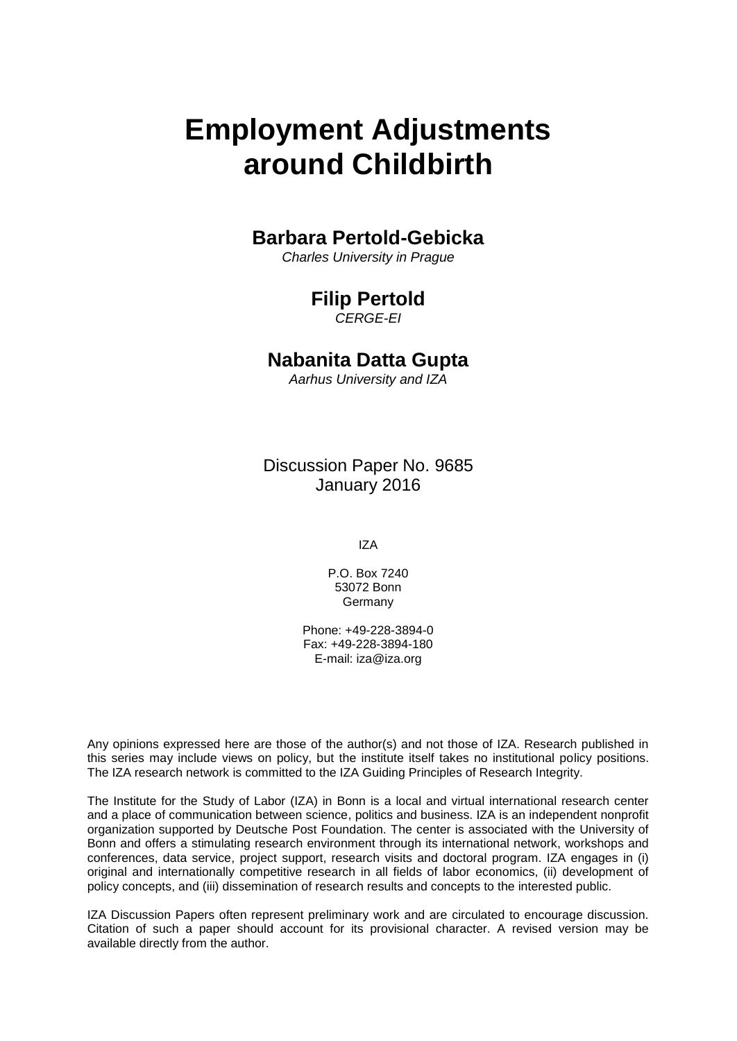# Employment Adjustments around Childbirth

**Barbara Pertold-Gebicka**
*Charles University in Prague*

**Filip Pertold**
*CERGE-EI*

**Nabanita Datta Gupta**
*Aarhus University and IZA*

Discussion Paper No. 9685
January 2016

IZA

P.O. Box 7240
53072 Bonn
Germany

Phone: +49-228-3894-0
Fax: +49-228-3894-180
E-mail: iza@iza.org

Any opinions expressed here are those of the author(s) and not those of IZA. Research published in this series may include views on policy, but the institute itself takes no institutional policy positions. The IZA research network is committed to the IZA Guiding Principles of Research Integrity.

The Institute for the Study of Labor (IZA) in Bonn is a local and virtual international research center and a place of communication between science, politics and business. IZA is an independent nonprofit organization supported by Deutsche Post Foundation. The center is associated with the University of Bonn and offers a stimulating research environment through its international network, workshops and conferences, data service, project support, research visits and doctoral program. IZA engages in (i) original and internationally competitive research in all fields of labor economics, (ii) development of policy concepts, and (iii) dissemination of research results and concepts to the interested public.

IZA Discussion Papers often represent preliminary work and are circulated to encourage discussion. Citation of such a paper should account for its provisional character. A revised version may be available directly from the author.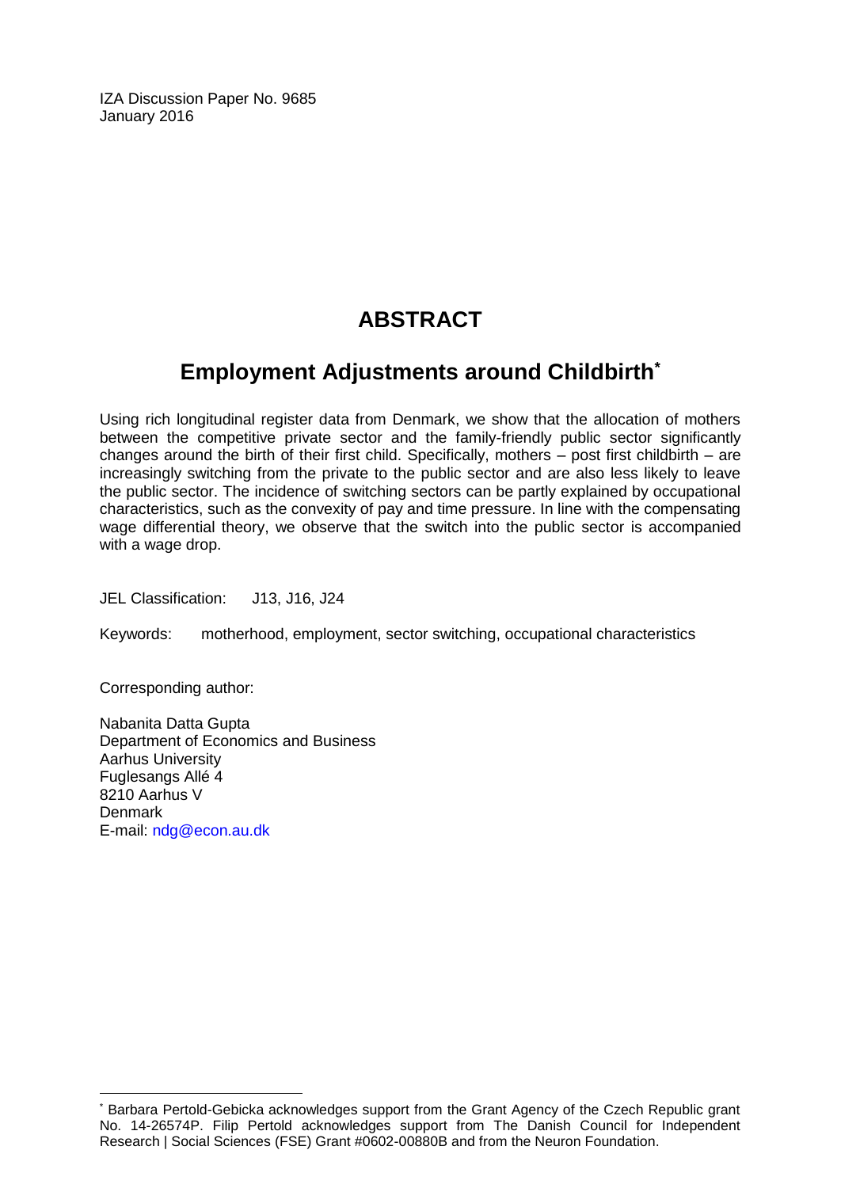IZA Discussion Paper No. 9685
January 2016

# ABSTRACT

## Employment Adjustments around Childbirth*

Using rich longitudinal register data from Denmark, we show that the allocation of mothers between the competitive private sector and the family-friendly public sector significantly changes around the birth of their first child. Specifically, mothers – post first childbirth – are increasingly switching from the private to the public sector and are also less likely to leave the public sector. The incidence of switching sectors can be partly explained by occupational characteristics, such as the convexity of pay and time pressure. In line with the compensating wage differential theory, we observe that the switch into the public sector is accompanied with a wage drop.

JEL Classification: J13, J16, J24

Keywords: motherhood, employment, sector switching, occupational characteristics

Corresponding author:

Nabanita Datta Gupta
Department of Economics and Business
Aarhus University
Fuglesangs Allé 4
8210 Aarhus V
Denmark
E-mail: ndg@econ.au.dk

---

* Barbara Pertold-Gebicka acknowledges support from the Grant Agency of the Czech Republic grant No. 14-26574P. Filip Pertold acknowledges support from The Danish Council for Independent Research | Social Sciences (FSE) Grant #0602-00880B and from the Neuron Foundation.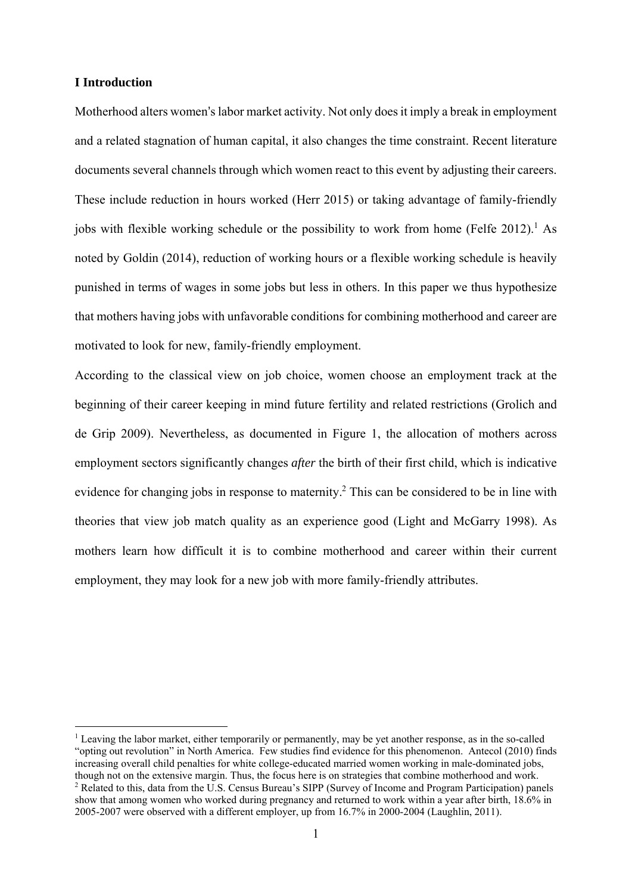# I Introduction

Motherhood alters women's labor market activity. Not only does it imply a break in employment and a related stagnation of human capital, it also changes the time constraint. Recent literature documents several channels through which women react to this event by adjusting their careers. These include reduction in hours worked (Herr 2015) or taking advantage of family-friendly jobs with flexible working schedule or the possibility to work from home (Felfe 2012).[1] As noted by Goldin (2014), reduction of working hours or a flexible working schedule is heavily punished in terms of wages in some jobs but less in others. In this paper we thus hypothesize that mothers having jobs with unfavorable conditions for combining motherhood and career are motivated to look for new, family-friendly employment.

According to the classical view on job choice, women choose an employment track at the beginning of their career keeping in mind future fertility and related restrictions (Grolich and de Grip 2009). Nevertheless, as documented in Figure 1, the allocation of mothers across employment sectors significantly changes *after* the birth of their first child, which is indicative evidence for changing jobs in response to maternity.[2] This can be considered to be in line with theories that view job match quality as an experience good (Light and McGarry 1998). As mothers learn how difficult it is to combine motherhood and career within their current employment, they may look for a new job with more family-friendly attributes.

---

[1] Leaving the labor market, either temporarily or permanently, may be yet another response, as in the so-called "opting out revolution" in North America. Few studies find evidence for this phenomenon. Antecol (2010) finds increasing overall child penalties for white college-educated married women working in male-dominated jobs, though not on the extensive margin. Thus, the focus here is on strategies that combine motherhood and work.

[2] Related to this, data from the U.S. Census Bureau's SIPP (Survey of Income and Program Participation) panels show that among women who worked during pregnancy and returned to work within a year after birth, 18.6% in 2005-2007 were observed with a different employer, up from 16.7% in 2000-2004 (Laughlin, 2011).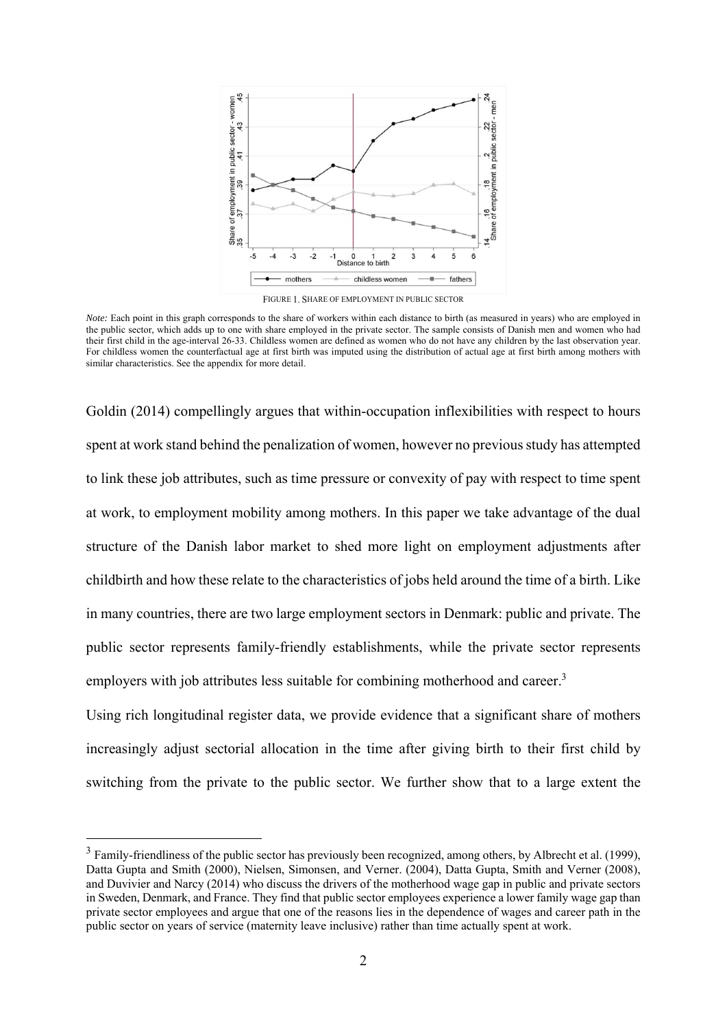FIGURE 1. SHARE OF EMPLOYMENT IN PUBLIC SECTOR

*Note:* Each point in this graph corresponds to the share of workers within each distance to birth (as measured in years) who are employed in the public sector, which adds up to one with share employed in the private sector. The sample consists of Danish men and women who had their first child in the age-interval 26-33. Childless women are defined as women who do not have any children by the last observation year. For childless women the counterfactual age at first birth was imputed using the distribution of actual age at first birth among mothers with similar characteristics. See the appendix for more detail.

Goldin (2014) compellingly argues that within-occupation inflexibilities with respect to hours spent at work stand behind the penalization of women, however no previous study has attempted to link these job attributes, such as time pressure or convexity of pay with respect to time spent at work, to employment mobility among mothers. In this paper we take advantage of the dual structure of the Danish labor market to shed more light on employment adjustments after childbirth and how these relate to the characteristics of jobs held around the time of a birth. Like in many countries, there are two large employment sectors in Denmark: public and private. The public sector represents family-friendly establishments, while the private sector represents employers with job attributes less suitable for combining motherhood and career.[3]

Using rich longitudinal register data, we provide evidence that a significant share of mothers increasingly adjust sectorial allocation in the time after giving birth to their first child by switching from the private to the public sector. We further show that to a large extent the

[3] Family-friendliness of the public sector has previously been recognized, among others, by Albrecht et al. (1999), Datta Gupta and Smith (2000), Nielsen, Simonsen, and Verner. (2004), Datta Gupta, Smith and Verner (2008), and Duvivier and Narcy (2014) who discuss the drivers of the motherhood wage gap in public and private sectors in Sweden, Denmark, and France. They find that public sector employees experience a lower family wage gap than private sector employees and argue that one of the reasons lies in the dependence of wages and career path in the public sector on years of service (maternity leave inclusive) rather than time actually spent at work.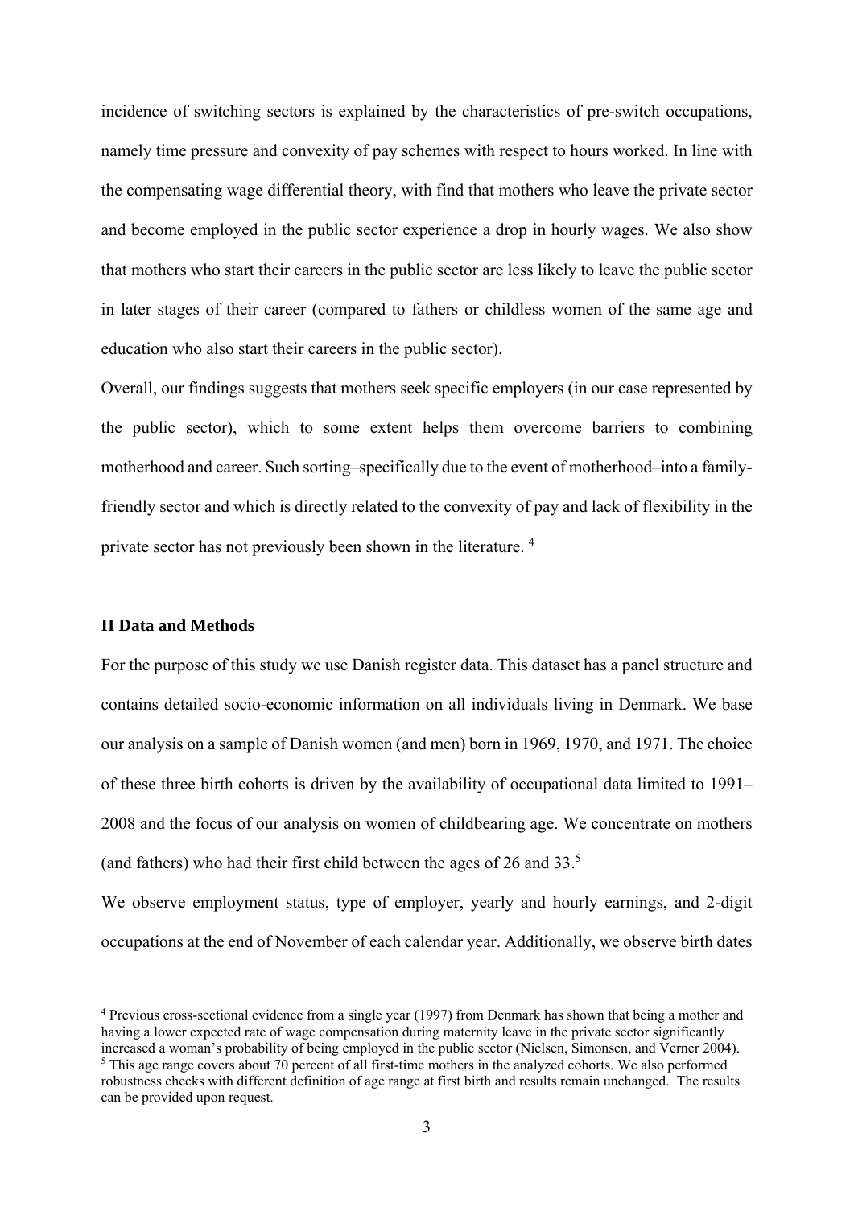incidence of switching sectors is explained by the characteristics of pre-switch occupations, namely time pressure and convexity of pay schemes with respect to hours worked. In line with the compensating wage differential theory, with find that mothers who leave the private sector and become employed in the public sector experience a drop in hourly wages. We also show that mothers who start their careers in the public sector are less likely to leave the public sector in later stages of their career (compared to fathers or childless women of the same age and education who also start their careers in the public sector).

Overall, our findings suggests that mothers seek specific employers (in our case represented by the public sector), which to some extent helps them overcome barriers to combining motherhood and career. Such sorting–specifically due to the event of motherhood–into a family-friendly sector and which is directly related to the convexity of pay and lack of flexibility in the private sector has not previously been shown in the literature. [4]

## II Data and Methods

For the purpose of this study we use Danish register data. This dataset has a panel structure and contains detailed socio-economic information on all individuals living in Denmark. We base our analysis on a sample of Danish women (and men) born in 1969, 1970, and 1971. The choice of these three birth cohorts is driven by the availability of occupational data limited to 1991–2008 and the focus of our analysis on women of childbearing age. We concentrate on mothers (and fathers) who had their first child between the ages of 26 and 33.[5]

We observe employment status, type of employer, yearly and hourly earnings, and 2-digit occupations at the end of November of each calendar year. Additionally, we observe birth dates

---

[4] Previous cross-sectional evidence from a single year (1997) from Denmark has shown that being a mother and having a lower expected rate of wage compensation during maternity leave in the private sector significantly increased a woman's probability of being employed in the public sector (Nielsen, Simonsen, and Verner 2004).

[5] This age range covers about 70 percent of all first-time mothers in the analyzed cohorts. We also performed robustness checks with different definition of age range at first birth and results remain unchanged. The results can be provided upon request.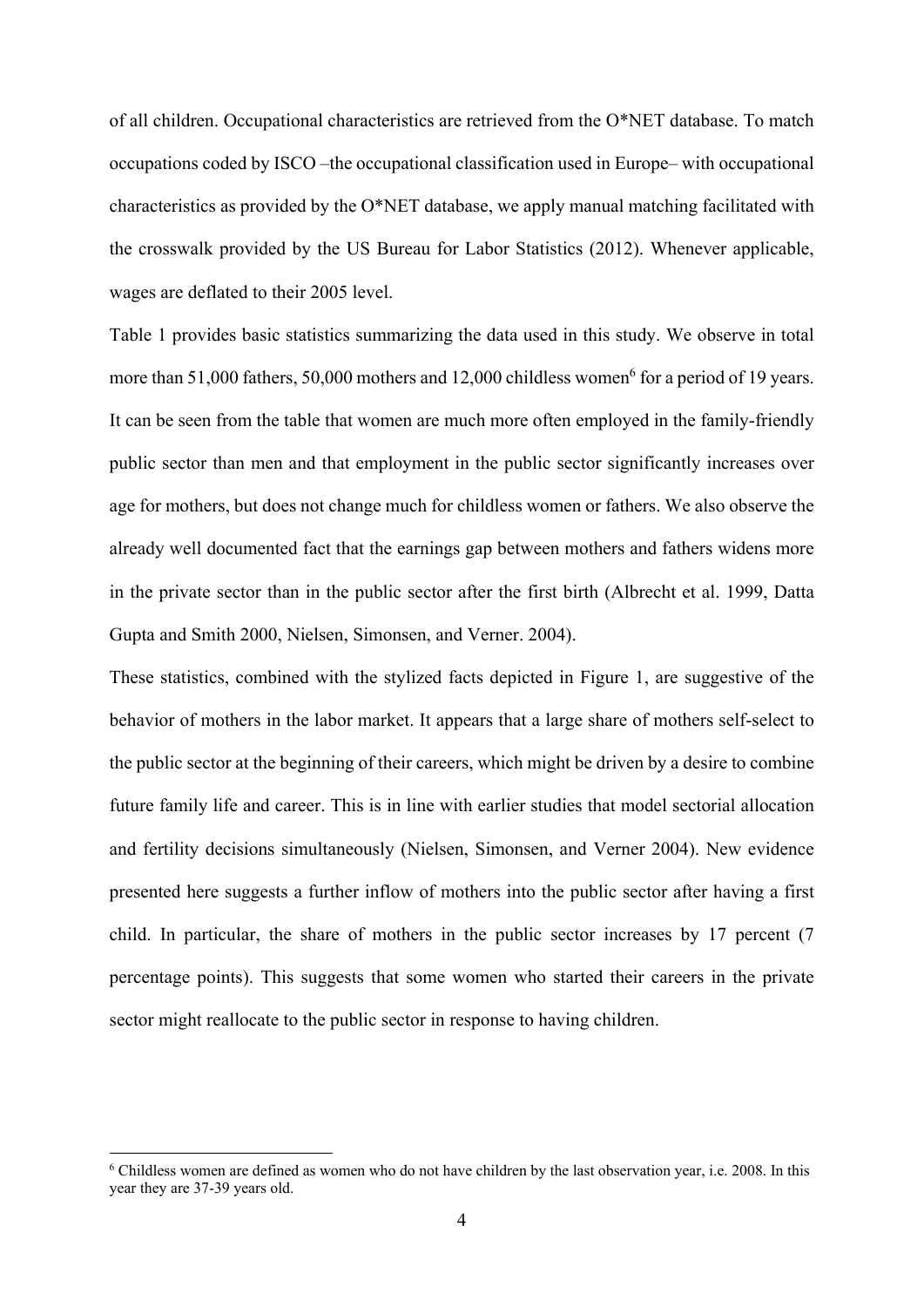of all children. Occupational characteristics are retrieved from the O*NET database. To match occupations coded by ISCO –the occupational classification used in Europe– with occupational characteristics as provided by the O*NET database, we apply manual matching facilitated with the crosswalk provided by the US Bureau for Labor Statistics (2012). Whenever applicable, wages are deflated to their 2005 level.

Table 1 provides basic statistics summarizing the data used in this study. We observe in total more than 51,000 fathers, 50,000 mothers and 12,000 childless women[6] for a period of 19 years. It can be seen from the table that women are much more often employed in the family-friendly public sector than men and that employment in the public sector significantly increases over age for mothers, but does not change much for childless women or fathers. We also observe the already well documented fact that the earnings gap between mothers and fathers widens more in the private sector than in the public sector after the first birth (Albrecht et al. 1999, Datta Gupta and Smith 2000, Nielsen, Simonsen, and Verner. 2004).

These statistics, combined with the stylized facts depicted in Figure 1, are suggestive of the behavior of mothers in the labor market. It appears that a large share of mothers self-select to the public sector at the beginning of their careers, which might be driven by a desire to combine future family life and career. This is in line with earlier studies that model sectorial allocation and fertility decisions simultaneously (Nielsen, Simonsen, and Verner 2004). New evidence presented here suggests a further inflow of mothers into the public sector after having a first child. In particular, the share of mothers in the public sector increases by 17 percent (7 percentage points). This suggests that some women who started their careers in the private sector might reallocate to the public sector in response to having children.

[6] Childless women are defined as women who do not have children by the last observation year, i.e. 2008. In this year they are 37-39 years old.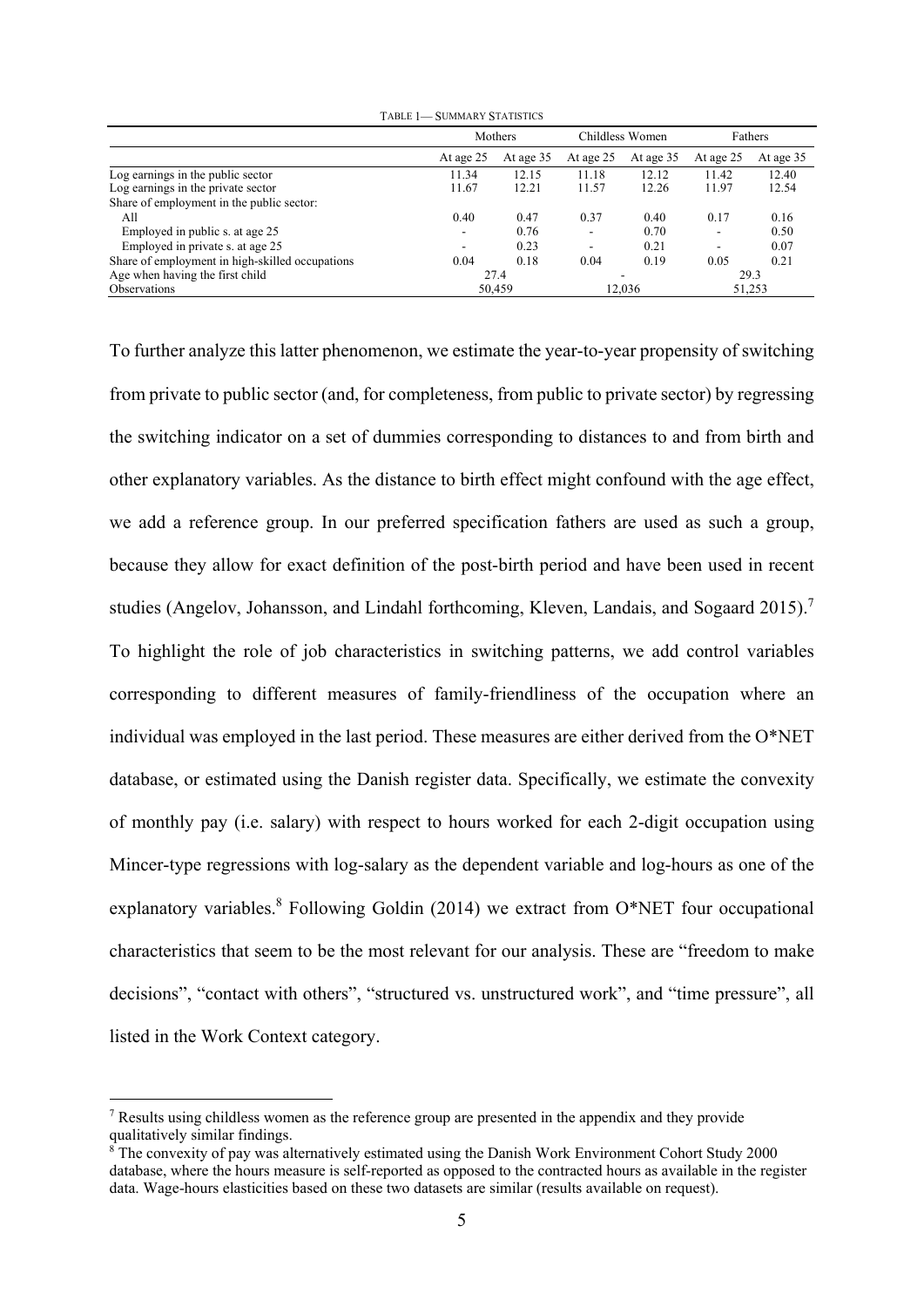TABLE 1— SUMMARY STATISTICS

| | Mothers | | Childless Women | | Fathers | |
|---|---|---|---|---|---|---|
| | At age 25 | At age 35 | At age 25 | At age 35 | At age 25 | At age 35 |
| Log earnings in the public sector | 11.34 | 12.15 | 11.18 | 12.12 | 11.42 | 12.40 |
| Log earnings in the private sector | 11.67 | 12.21 | 11.57 | 12.26 | 11.97 | 12.54 |
| Share of employment in the public sector: | | | | | | |
| All | 0.40 | 0.47 | 0.37 | 0.40 | 0.17 | 0.16 |
| Employed in public s. at age 25 | - | 0.76 | - | 0.70 | - | 0.50 |
| Employed in private s. at age 25 | - | 0.23 | - | 0.21 | - | 0.07 |
| Share of employment in high-skilled occupations | 0.04 | 0.18 | 0.04 | 0.19 | 0.05 | 0.21 |
| Age when having the first child | 27.4 | | - | | 29.3 | |
| Observations | 50,459 | | 12,036 | | 51,253 | |

To further analyze this latter phenomenon, we estimate the year-to-year propensity of switching from private to public sector (and, for completeness, from public to private sector) by regressing the switching indicator on a set of dummies corresponding to distances to and from birth and other explanatory variables. As the distance to birth effect might confound with the age effect, we add a reference group. In our preferred specification fathers are used as such a group, because they allow for exact definition of the post-birth period and have been used in recent studies (Angelov, Johansson, and Lindahl forthcoming, Kleven, Landais, and Sogaard 2015).[7] To highlight the role of job characteristics in switching patterns, we add control variables corresponding to different measures of family-friendliness of the occupation where an individual was employed in the last period. These measures are either derived from the O*NET database, or estimated using the Danish register data. Specifically, we estimate the convexity of monthly pay (i.e. salary) with respect to hours worked for each 2-digit occupation using Mincer-type regressions with log-salary as the dependent variable and log-hours as one of the explanatory variables.[8] Following Goldin (2014) we extract from O*NET four occupational characteristics that seem to be the most relevant for our analysis. These are "freedom to make decisions", "contact with others", "structured vs. unstructured work", and "time pressure", all listed in the Work Context category.

[7] Results using childless women as the reference group are presented in the appendix and they provide qualitatively similar findings.

[8] The convexity of pay was alternatively estimated using the Danish Work Environment Cohort Study 2000 database, where the hours measure is self-reported as opposed to the contracted hours as available in the register data. Wage-hours elasticities based on these two datasets are similar (results available on request).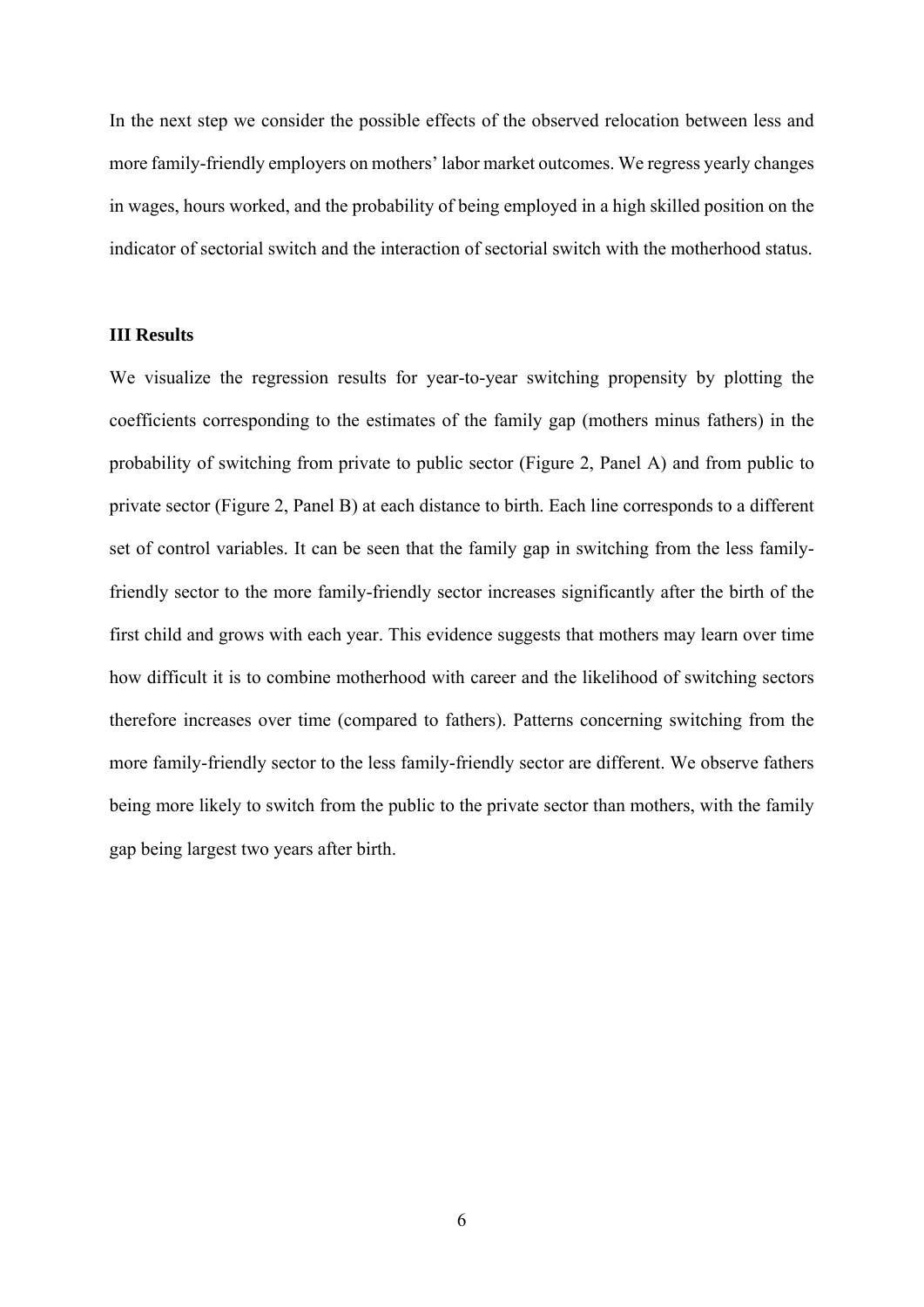In the next step we consider the possible effects of the observed relocation between less and more family-friendly employers on mothers' labor market outcomes. We regress yearly changes in wages, hours worked, and the probability of being employed in a high skilled position on the indicator of sectorial switch and the interaction of sectorial switch with the motherhood status.

### III Results

We visualize the regression results for year-to-year switching propensity by plotting the coefficients corresponding to the estimates of the family gap (mothers minus fathers) in the probability of switching from private to public sector (Figure 2, Panel A) and from public to private sector (Figure 2, Panel B) at each distance to birth. Each line corresponds to a different set of control variables. It can be seen that the family gap in switching from the less family-friendly sector to the more family-friendly sector increases significantly after the birth of the first child and grows with each year. This evidence suggests that mothers may learn over time how difficult it is to combine motherhood with career and the likelihood of switching sectors therefore increases over time (compared to fathers). Patterns concerning switching from the more family-friendly sector to the less family-friendly sector are different. We observe fathers being more likely to switch from the public to the private sector than mothers, with the family gap being largest two years after birth.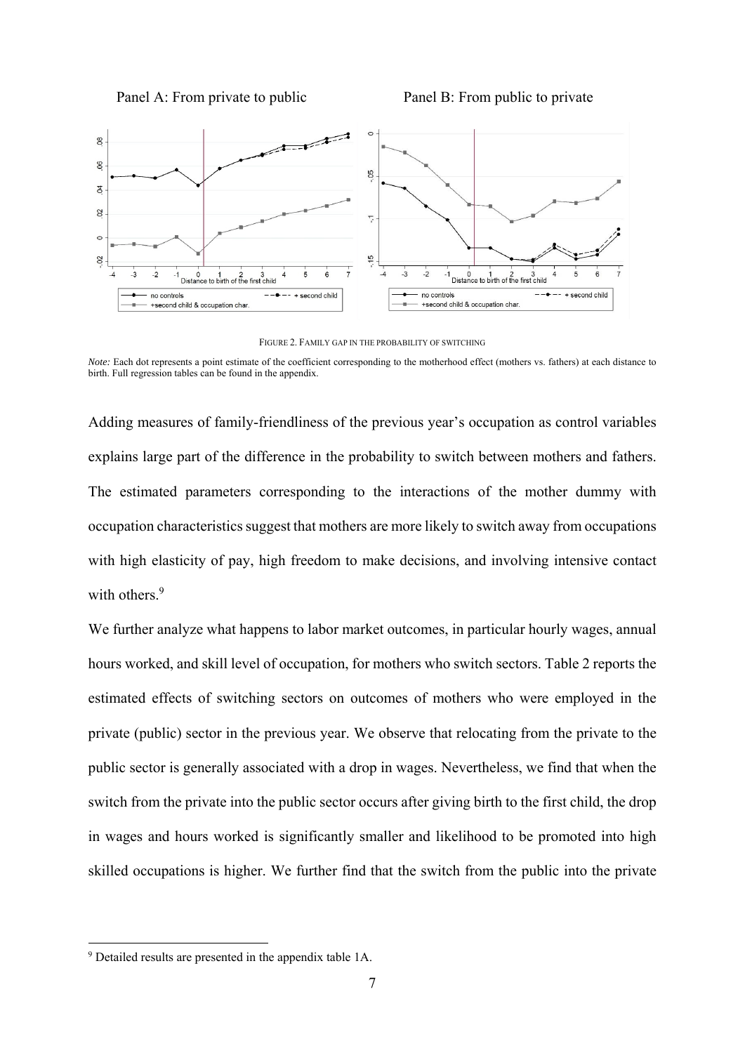Panel A: From private to public

Panel B: From public to private

FIGURE 2. FAMILY GAP IN THE PROBABILITY OF SWITCHING

*Note:* Each dot represents a point estimate of the coefficient corresponding to the motherhood effect (mothers vs. fathers) at each distance to birth. Full regression tables can be found in the appendix.

Adding measures of family-friendliness of the previous year's occupation as control variables explains large part of the difference in the probability to switch between mothers and fathers. The estimated parameters corresponding to the interactions of the mother dummy with occupation characteristics suggest that mothers are more likely to switch away from occupations with high elasticity of pay, high freedom to make decisions, and involving intensive contact with others.[9]

We further analyze what happens to labor market outcomes, in particular hourly wages, annual hours worked, and skill level of occupation, for mothers who switch sectors. Table 2 reports the estimated effects of switching sectors on outcomes of mothers who were employed in the private (public) sector in the previous year. We observe that relocating from the private to the public sector is generally associated with a drop in wages. Nevertheless, we find that when the switch from the private into the public sector occurs after giving birth to the first child, the drop in wages and hours worked is significantly smaller and likelihood to be promoted into high skilled occupations is higher. We further find that the switch from the public into the private

[9] Detailed results are presented in the appendix table 1A.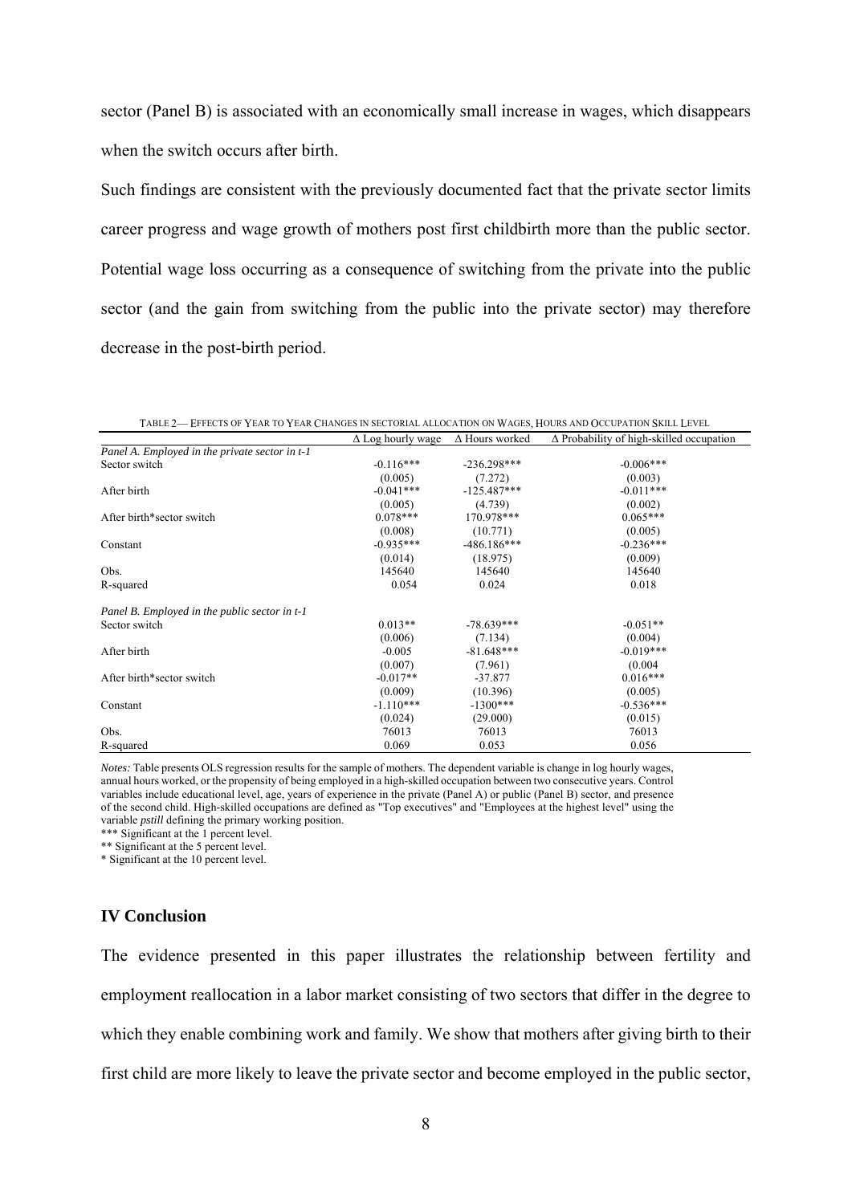sector (Panel B) is associated with an economically small increase in wages, which disappears when the switch occurs after birth.

Such findings are consistent with the previously documented fact that the private sector limits career progress and wage growth of mothers post first childbirth more than the public sector. Potential wage loss occurring as a consequence of switching from the private into the public sector (and the gain from switching from the public into the private sector) may therefore decrease in the post-birth period.

TABLE 2— EFFECTS OF YEAR TO YEAR CHANGES IN SECTORIAL ALLOCATION ON WAGES, HOURS AND OCCUPATION SKILL LEVEL

| | Δ Log hourly wage | Δ Hours worked | Δ Probability of high-skilled occupation |
|---|---|---|---|
| *Panel A. Employed in the private sector in t-1* | | | |
| Sector switch | -0.116*** | -236.298*** | -0.006*** |
| | (0.005) | (7.272) | (0.003) |
| After birth | -0.041*** | -125.487*** | -0.011*** |
| | (0.005) | (4.739) | (0.002) |
| After birth*sector switch | 0.078*** | 170.978*** | 0.065*** |
| | (0.008) | (10.771) | (0.005) |
| Constant | -0.935*** | -486.186*** | -0.236*** |
| | (0.014) | (18.975) | (0.009) |
| Obs. | 145640 | 145640 | 145640 |
| R-squared | 0.054 | 0.024 | 0.018 |
| *Panel B. Employed in the public sector in t-1* | | | |
| Sector switch | 0.013** | -78.639*** | -0.051** |
| | (0.006) | (7.134) | (0.004) |
| After birth | -0.005 | -81.648*** | -0.019*** |
| | (0.007) | (7.961) | (0.004 |
| After birth*sector switch | -0.017** | -37.877 | 0.016*** |
| | (0.009) | (10.396) | (0.005) |
| Constant | -1.110*** | -1300*** | -0.536*** |
| | (0.024) | (29.000) | (0.015) |
| Obs. | 76013 | 76013 | 76013 |
| R-squared | 0.069 | 0.053 | 0.056 |

*Notes:* Table presents OLS regression results for the sample of mothers. The dependent variable is change in log hourly wages, annual hours worked, or the propensity of being employed in a high-skilled occupation between two consecutive years. Control variables include educational level, age, years of experience in the private (Panel A) or public (Panel B) sector, and presence of the second child. High-skilled occupations are defined as "Top executives" and "Employees at the highest level" using the variable *pstill* defining the primary working position.

*** Significant at the 1 percent level.

** Significant at the 5 percent level.

* Significant at the 10 percent level.

## IV Conclusion

The evidence presented in this paper illustrates the relationship between fertility and employment reallocation in a labor market consisting of two sectors that differ in the degree to which they enable combining work and family. We show that mothers after giving birth to their first child are more likely to leave the private sector and become employed in the public sector,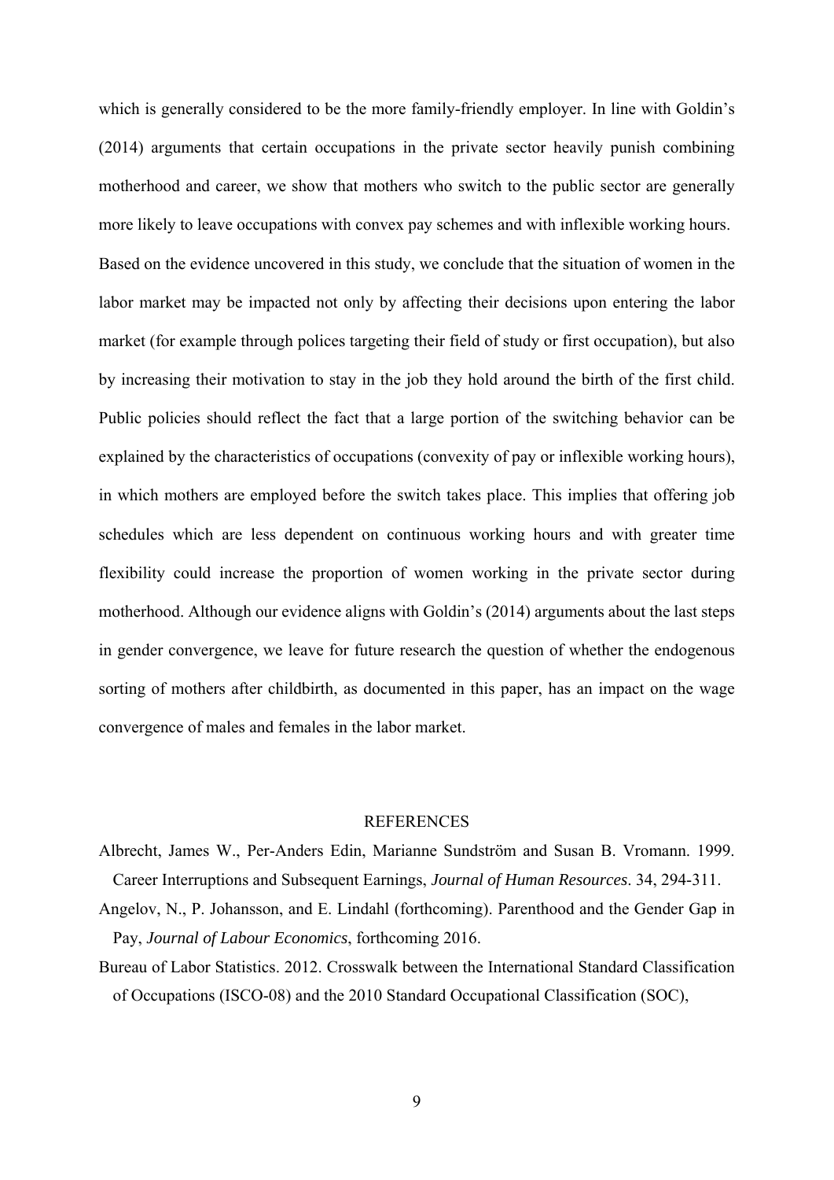which is generally considered to be the more family-friendly employer. In line with Goldin's (2014) arguments that certain occupations in the private sector heavily punish combining motherhood and career, we show that mothers who switch to the public sector are generally more likely to leave occupations with convex pay schemes and with inflexible working hours. Based on the evidence uncovered in this study, we conclude that the situation of women in the labor market may be impacted not only by affecting their decisions upon entering the labor market (for example through polices targeting their field of study or first occupation), but also by increasing their motivation to stay in the job they hold around the birth of the first child. Public policies should reflect the fact that a large portion of the switching behavior can be explained by the characteristics of occupations (convexity of pay or inflexible working hours), in which mothers are employed before the switch takes place. This implies that offering job schedules which are less dependent on continuous working hours and with greater time flexibility could increase the proportion of women working in the private sector during motherhood. Although our evidence aligns with Goldin's (2014) arguments about the last steps in gender convergence, we leave for future research the question of whether the endogenous sorting of mothers after childbirth, as documented in this paper, has an impact on the wage convergence of males and females in the labor market.

## REFERENCES

Albrecht, James W., Per-Anders Edin, Marianne Sundström and Susan B. Vromann. 1999. Career Interruptions and Subsequent Earnings, *Journal of Human Resources*. 34, 294-311.

Angelov, N., P. Johansson, and E. Lindahl (forthcoming). Parenthood and the Gender Gap in Pay, *Journal of Labour Economics*, forthcoming 2016.

Bureau of Labor Statistics. 2012. Crosswalk between the International Standard Classification of Occupations (ISCO-08) and the 2010 Standard Occupational Classification (SOC),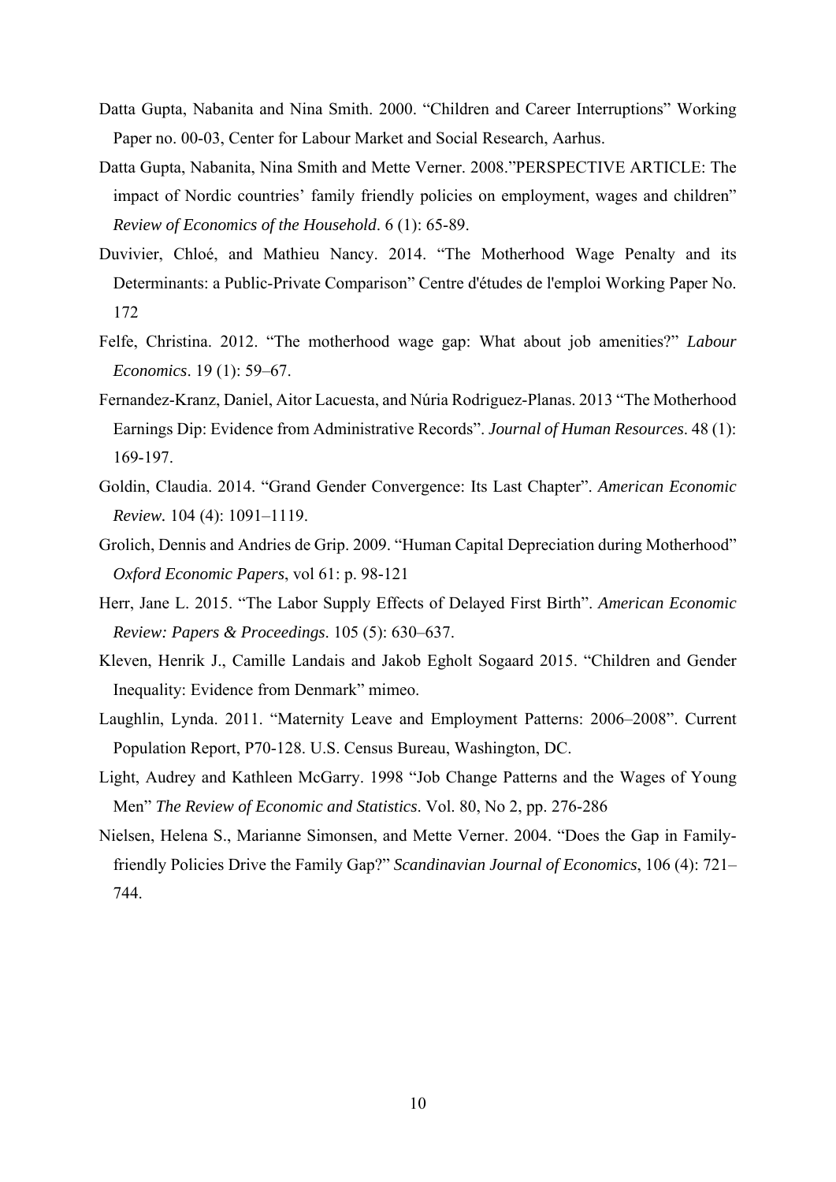Datta Gupta, Nabanita and Nina Smith. 2000. "Children and Career Interruptions" Working Paper no. 00-03, Center for Labour Market and Social Research, Aarhus.

Datta Gupta, Nabanita, Nina Smith and Mette Verner. 2008."PERSPECTIVE ARTICLE: The impact of Nordic countries' family friendly policies on employment, wages and children" *Review of Economics of the Household*. 6 (1): 65-89.

Duvivier, Chloé, and Mathieu Nancy. 2014. "The Motherhood Wage Penalty and its Determinants: a Public-Private Comparison" Centre d'études de l'emploi Working Paper No. 172

Felfe, Christina. 2012. "The motherhood wage gap: What about job amenities?" *Labour Economics*. 19 (1): 59–67.

Fernandez-Kranz, Daniel, Aitor Lacuesta, and Núria Rodriguez-Planas. 2013 "The Motherhood Earnings Dip: Evidence from Administrative Records". *Journal of Human Resources*. 48 (1): 169-197.

Goldin, Claudia. 2014. "Grand Gender Convergence: Its Last Chapter". *American Economic Review.* 104 (4): 1091–1119.

Grolich, Dennis and Andries de Grip. 2009. "Human Capital Depreciation during Motherhood" *Oxford Economic Papers*, vol 61: p. 98-121

Herr, Jane L. 2015. "The Labor Supply Effects of Delayed First Birth". *American Economic Review: Papers & Proceedings*. 105 (5): 630–637.

Kleven, Henrik J., Camille Landais and Jakob Egholt Sogaard 2015. "Children and Gender Inequality: Evidence from Denmark" mimeo.

Laughlin, Lynda. 2011. "Maternity Leave and Employment Patterns: 2006–2008". Current Population Report, P70-128. U.S. Census Bureau, Washington, DC.

Light, Audrey and Kathleen McGarry. 1998 "Job Change Patterns and the Wages of Young Men" *The Review of Economic and Statistics*. Vol. 80, No 2, pp. 276-286

Nielsen, Helena S., Marianne Simonsen, and Mette Verner. 2004. "Does the Gap in Family-friendly Policies Drive the Family Gap?" *Scandinavian Journal of Economics*, 106 (4): 721–744.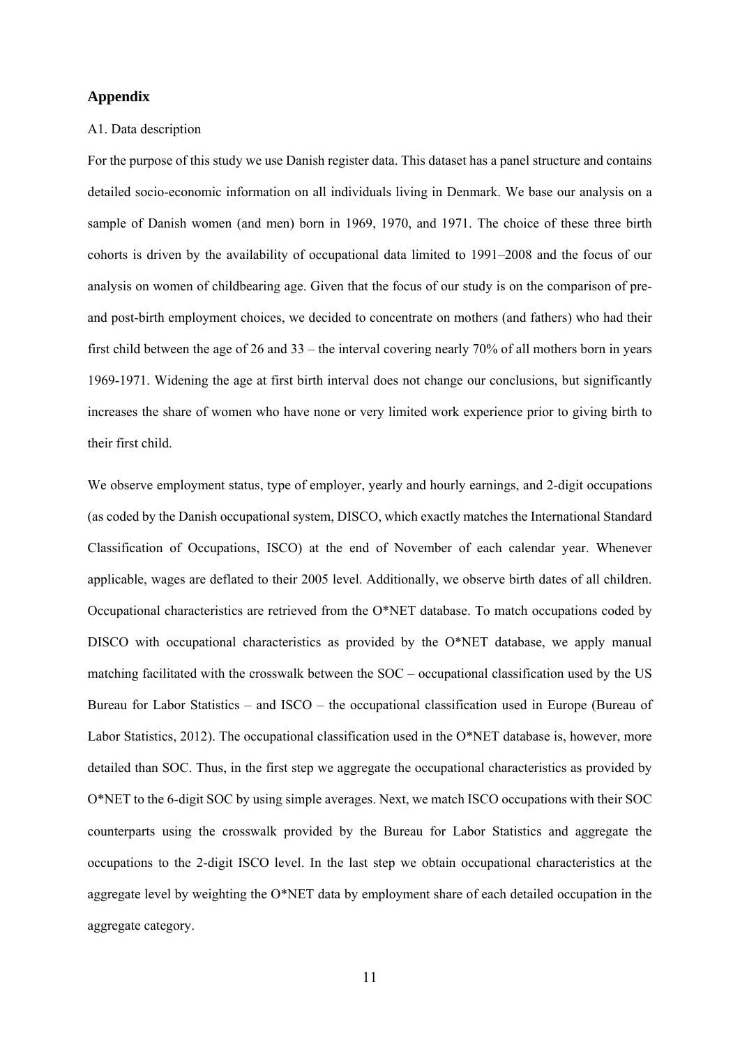## Appendix

A1. Data description

For the purpose of this study we use Danish register data. This dataset has a panel structure and contains detailed socio-economic information on all individuals living in Denmark. We base our analysis on a sample of Danish women (and men) born in 1969, 1970, and 1971. The choice of these three birth cohorts is driven by the availability of occupational data limited to 1991–2008 and the focus of our analysis on women of childbearing age. Given that the focus of our study is on the comparison of pre- and post-birth employment choices, we decided to concentrate on mothers (and fathers) who had their first child between the age of 26 and 33 – the interval covering nearly 70% of all mothers born in years 1969-1971. Widening the age at first birth interval does not change our conclusions, but significantly increases the share of women who have none or very limited work experience prior to giving birth to their first child.

We observe employment status, type of employer, yearly and hourly earnings, and 2-digit occupations (as coded by the Danish occupational system, DISCO, which exactly matches the International Standard Classification of Occupations, ISCO) at the end of November of each calendar year. Whenever applicable, wages are deflated to their 2005 level. Additionally, we observe birth dates of all children. Occupational characteristics are retrieved from the O*NET database. To match occupations coded by DISCO with occupational characteristics as provided by the O*NET database, we apply manual matching facilitated with the crosswalk between the SOC – occupational classification used by the US Bureau for Labor Statistics – and ISCO – the occupational classification used in Europe (Bureau of Labor Statistics, 2012). The occupational classification used in the O*NET database is, however, more detailed than SOC. Thus, in the first step we aggregate the occupational characteristics as provided by O*NET to the 6-digit SOC by using simple averages. Next, we match ISCO occupations with their SOC counterparts using the crosswalk provided by the Bureau for Labor Statistics and aggregate the occupations to the 2-digit ISCO level. In the last step we obtain occupational characteristics at the aggregate level by weighting the O*NET data by employment share of each detailed occupation in the aggregate category.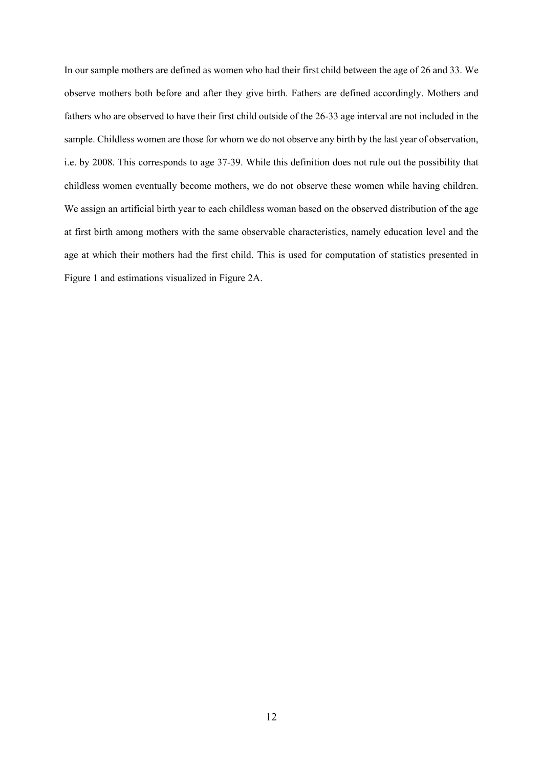In our sample mothers are defined as women who had their first child between the age of 26 and 33. We observe mothers both before and after they give birth. Fathers are defined accordingly. Mothers and fathers who are observed to have their first child outside of the 26-33 age interval are not included in the sample. Childless women are those for whom we do not observe any birth by the last year of observation, i.e. by 2008. This corresponds to age 37-39. While this definition does not rule out the possibility that childless women eventually become mothers, we do not observe these women while having children. We assign an artificial birth year to each childless woman based on the observed distribution of the age at first birth among mothers with the same observable characteristics, namely education level and the age at which their mothers had the first child. This is used for computation of statistics presented in Figure 1 and estimations visualized in Figure 2A.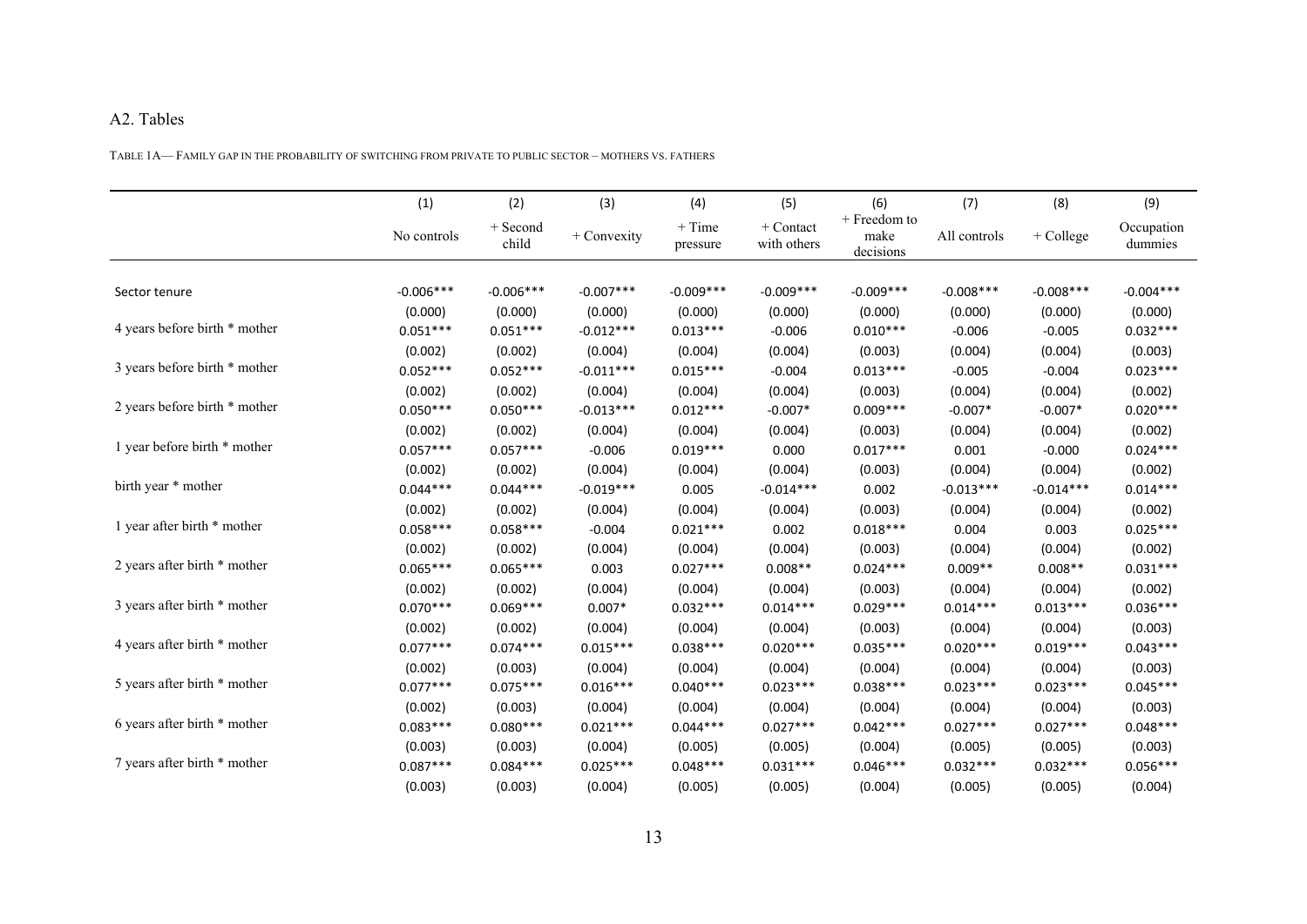A2. Tables

TABLE 1A— FAMILY GAP IN THE PROBABILITY OF SWITCHING FROM PRIVATE TO PUBLIC SECTOR – MOTHERS VS. FATHERS

| | (1) | (2) | (3) | (4) | (5) | (6) | (7) | (8) | (9) |
|---|---|---|---|---|---|---|---|---|---|
| | No controls | + Second child | + Convexity | + Time pressure | + Contact with others | + Freedom to make decisions | All controls | + College | Occupation dummies |
| Sector tenure | -0.006*** | -0.006*** | -0.007*** | -0.009*** | -0.009*** | -0.009*** | -0.008*** | -0.008*** | -0.004*** |
| | (0.000) | (0.000) | (0.000) | (0.000) | (0.000) | (0.000) | (0.000) | (0.000) | (0.000) |
| 4 years before birth * mother | 0.051*** | 0.051*** | -0.012*** | 0.013*** | -0.006 | 0.010*** | -0.006 | -0.005 | 0.032*** |
| | (0.002) | (0.002) | (0.004) | (0.004) | (0.004) | (0.003) | (0.004) | (0.004) | (0.003) |
| 3 years before birth * mother | 0.052*** | 0.052*** | -0.011*** | 0.015*** | -0.004 | 0.013*** | -0.005 | -0.004 | 0.023*** |
| | (0.002) | (0.002) | (0.004) | (0.004) | (0.004) | (0.003) | (0.004) | (0.004) | (0.002) |
| 2 years before birth * mother | 0.050*** | 0.050*** | -0.013*** | 0.012*** | -0.007* | 0.009*** | -0.007* | -0.007* | 0.020*** |
| | (0.002) | (0.002) | (0.004) | (0.004) | (0.004) | (0.003) | (0.004) | (0.004) | (0.002) |
| 1 year before birth * mother | 0.057*** | 0.057*** | -0.006 | 0.019*** | 0.000 | 0.017*** | 0.001 | -0.000 | 0.024*** |
| | (0.002) | (0.002) | (0.004) | (0.004) | (0.004) | (0.003) | (0.004) | (0.004) | (0.002) |
| birth year * mother | 0.044*** | 0.044*** | -0.019*** | 0.005 | -0.014*** | 0.002 | -0.013*** | -0.014*** | 0.014*** |
| | (0.002) | (0.002) | (0.004) | (0.004) | (0.004) | (0.003) | (0.004) | (0.004) | (0.002) |
| 1 year after birth * mother | 0.058*** | 0.058*** | -0.004 | 0.021*** | 0.002 | 0.018*** | 0.004 | 0.003 | 0.025*** |
| | (0.002) | (0.002) | (0.004) | (0.004) | (0.004) | (0.003) | (0.004) | (0.004) | (0.002) |
| 2 years after birth * mother | 0.065*** | 0.065*** | 0.003 | 0.027*** | 0.008** | 0.024*** | 0.009** | 0.008** | 0.031*** |
| | (0.002) | (0.002) | (0.004) | (0.004) | (0.004) | (0.003) | (0.004) | (0.004) | (0.002) |
| 3 years after birth * mother | 0.070*** | 0.069*** | 0.007* | 0.032*** | 0.014*** | 0.029*** | 0.014*** | 0.013*** | 0.036*** |
| | (0.002) | (0.002) | (0.004) | (0.004) | (0.004) | (0.003) | (0.004) | (0.004) | (0.003) |
| 4 years after birth * mother | 0.077*** | 0.074*** | 0.015*** | 0.038*** | 0.020*** | 0.035*** | 0.020*** | 0.019*** | 0.043*** |
| | (0.002) | (0.003) | (0.004) | (0.004) | (0.004) | (0.004) | (0.004) | (0.004) | (0.003) |
| 5 years after birth * mother | 0.077*** | 0.075*** | 0.016*** | 0.040*** | 0.023*** | 0.038*** | 0.023*** | 0.023*** | 0.045*** |
| | (0.002) | (0.003) | (0.004) | (0.004) | (0.004) | (0.004) | (0.004) | (0.004) | (0.003) |
| 6 years after birth * mother | 0.083*** | 0.080*** | 0.021*** | 0.044*** | 0.027*** | 0.042*** | 0.027*** | 0.027*** | 0.048*** |
| | (0.003) | (0.003) | (0.004) | (0.005) | (0.005) | (0.004) | (0.005) | (0.005) | (0.003) |
| 7 years after birth * mother | 0.087*** | 0.084*** | 0.025*** | 0.048*** | 0.031*** | 0.046*** | 0.032*** | 0.032*** | 0.056*** |
| | (0.003) | (0.003) | (0.004) | (0.005) | (0.005) | (0.004) | (0.005) | (0.005) | (0.004) |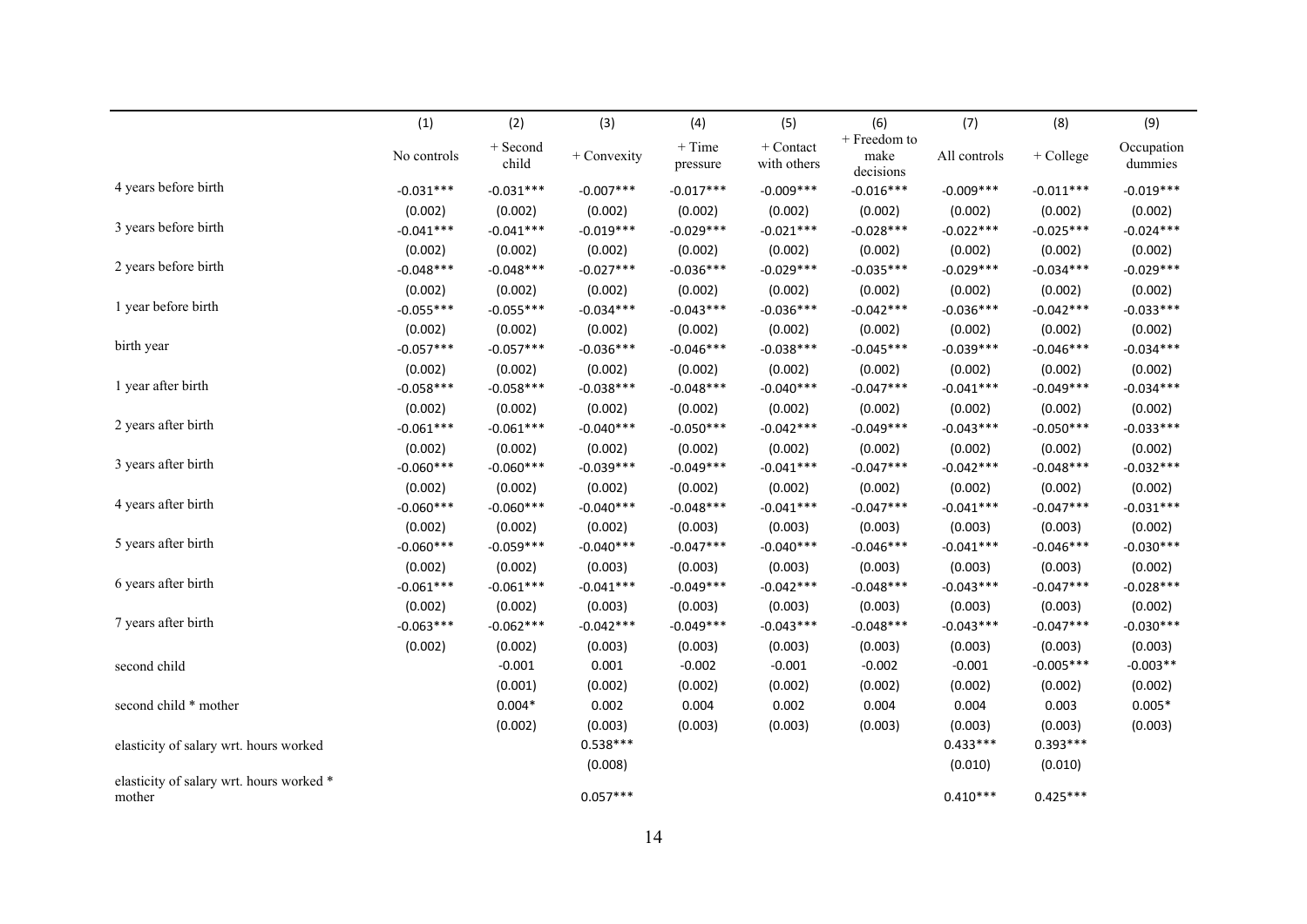| | (1) | (2) | (3) | (4) | (5) | (6) | (7) | (8) | (9) |
|---|---|---|---|---|---|---|---|---|---|
| | No controls | + Second child | + Convexity | + Time pressure | + Contact with others | + Freedom to make decisions | All controls | + College | Occupation dummies |
| 4 years before birth | -0.031*** | -0.031*** | -0.007*** | -0.017*** | -0.009*** | -0.016*** | -0.009*** | -0.011*** | -0.019*** |
| | (0.002) | (0.002) | (0.002) | (0.002) | (0.002) | (0.002) | (0.002) | (0.002) | (0.002) |
| 3 years before birth | -0.041*** | -0.041*** | -0.019*** | -0.029*** | -0.021*** | -0.028*** | -0.022*** | -0.025*** | -0.024*** |
| | (0.002) | (0.002) | (0.002) | (0.002) | (0.002) | (0.002) | (0.002) | (0.002) | (0.002) |
| 2 years before birth | -0.048*** | -0.048*** | -0.027*** | -0.036*** | -0.029*** | -0.035*** | -0.029*** | -0.034*** | -0.029*** |
| | (0.002) | (0.002) | (0.002) | (0.002) | (0.002) | (0.002) | (0.002) | (0.002) | (0.002) |
| 1 year before birth | -0.055*** | -0.055*** | -0.034*** | -0.043*** | -0.036*** | -0.042*** | -0.036*** | -0.042*** | -0.033*** |
| | (0.002) | (0.002) | (0.002) | (0.002) | (0.002) | (0.002) | (0.002) | (0.002) | (0.002) |
| birth year | -0.057*** | -0.057*** | -0.036*** | -0.046*** | -0.038*** | -0.045*** | -0.039*** | -0.046*** | -0.034*** |
| | (0.002) | (0.002) | (0.002) | (0.002) | (0.002) | (0.002) | (0.002) | (0.002) | (0.002) |
| 1 year after birth | -0.058*** | -0.058*** | -0.038*** | -0.048*** | -0.040*** | -0.047*** | -0.041*** | -0.049*** | -0.034*** |
| | (0.002) | (0.002) | (0.002) | (0.002) | (0.002) | (0.002) | (0.002) | (0.002) | (0.002) |
| 2 years after birth | -0.061*** | -0.061*** | -0.040*** | -0.050*** | -0.042*** | -0.049*** | -0.043*** | -0.050*** | -0.033*** |
| | (0.002) | (0.002) | (0.002) | (0.002) | (0.002) | (0.002) | (0.002) | (0.002) | (0.002) |
| 3 years after birth | -0.060*** | -0.060*** | -0.039*** | -0.049*** | -0.041*** | -0.047*** | -0.042*** | -0.048*** | -0.032*** |
| | (0.002) | (0.002) | (0.002) | (0.002) | (0.002) | (0.002) | (0.002) | (0.002) | (0.002) |
| 4 years after birth | -0.060*** | -0.060*** | -0.040*** | -0.048*** | -0.041*** | -0.047*** | -0.041*** | -0.047*** | -0.031*** |
| | (0.002) | (0.002) | (0.002) | (0.003) | (0.003) | (0.003) | (0.003) | (0.003) | (0.002) |
| 5 years after birth | -0.060*** | -0.059*** | -0.040*** | -0.047*** | -0.040*** | -0.046*** | -0.041*** | -0.046*** | -0.030*** |
| | (0.002) | (0.002) | (0.003) | (0.003) | (0.003) | (0.003) | (0.003) | (0.003) | (0.002) |
| 6 years after birth | -0.061*** | -0.061*** | -0.041*** | -0.049*** | -0.042*** | -0.048*** | -0.043*** | -0.047*** | -0.028*** |
| | (0.002) | (0.002) | (0.003) | (0.003) | (0.003) | (0.003) | (0.003) | (0.003) | (0.002) |
| 7 years after birth | -0.063*** | -0.062*** | -0.042*** | -0.049*** | -0.043*** | -0.048*** | -0.043*** | -0.047*** | -0.030*** |
| | (0.002) | (0.002) | (0.003) | (0.003) | (0.003) | (0.003) | (0.003) | (0.003) | (0.003) |
| second child | | -0.001 | 0.001 | -0.002 | -0.001 | -0.002 | -0.001 | -0.005*** | -0.003** |
| | | (0.001) | (0.002) | (0.002) | (0.002) | (0.002) | (0.002) | (0.002) | (0.002) |
| second child * mother | | 0.004* | 0.002 | 0.004 | 0.002 | 0.004 | 0.004 | 0.003 | 0.005* |
| | | (0.002) | (0.003) | (0.003) | (0.003) | (0.003) | (0.003) | (0.003) | (0.003) |
| elasticity of salary wrt. hours worked | | | 0.538*** | | | | 0.433*** | 0.393*** | |
| | | | (0.008) | | | | (0.010) | (0.010) | |
| elasticity of salary wrt. hours worked * mother | | | 0.057*** | | | | 0.410*** | 0.425*** | |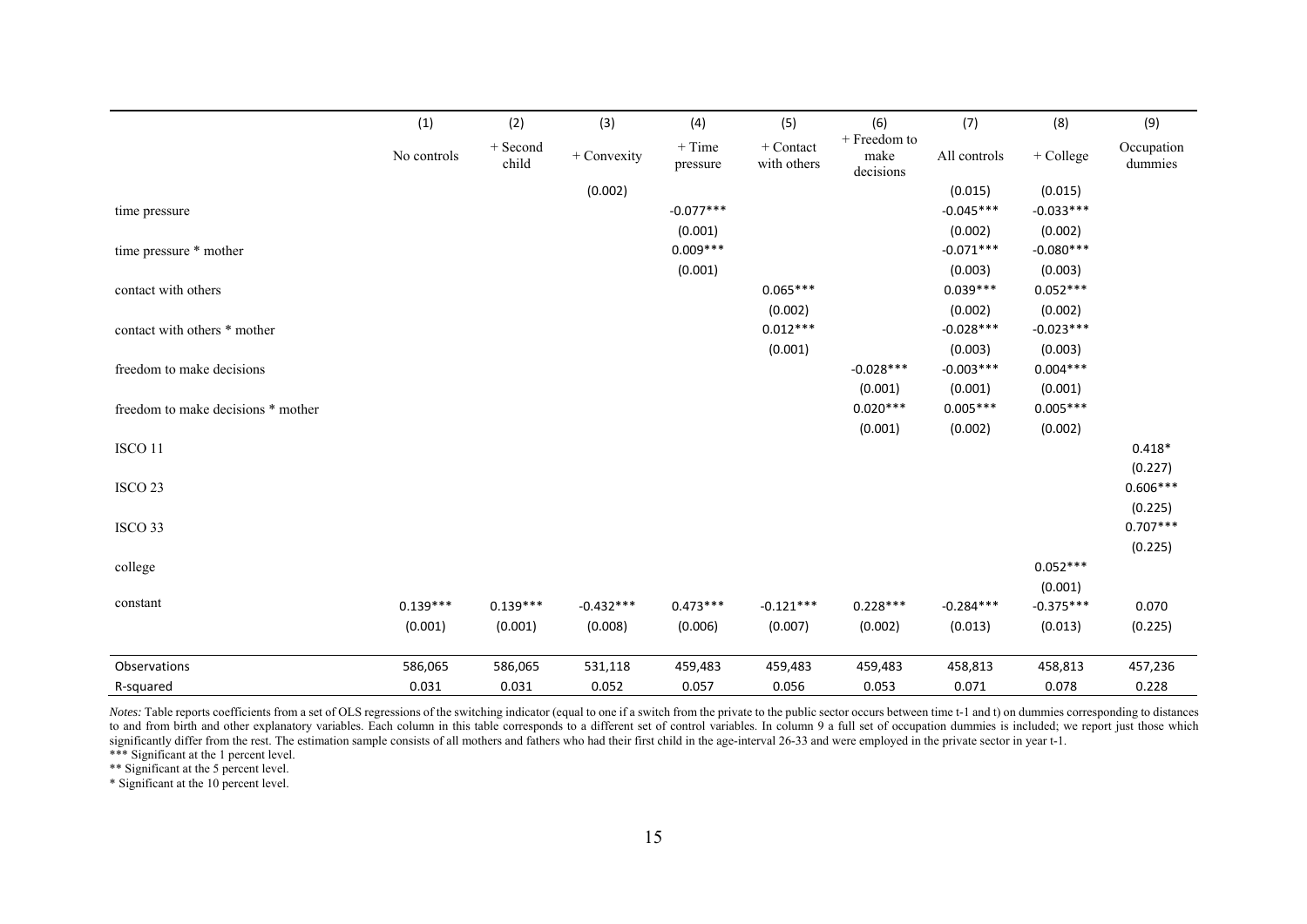| | (1) | (2) | (3) | (4) | (5) | (6) | (7) | (8) | (9) |
|---|---|---|---|---|---|---|---|---|---|
| | No controls | + Second child | + Convexity | + Time pressure | + Contact with others | + Freedom to make decisions | All controls | + College | Occupation dummies |
| | | | (0.002) | | | | (0.015) | (0.015) | |
| time pressure | | | | -0.077*** | | | -0.045*** | -0.033*** | |
| | | | | (0.001) | | | (0.002) | (0.002) | |
| time pressure * mother | | | | 0.009*** | | | -0.071*** | -0.080*** | |
| | | | | (0.001) | | | (0.003) | (0.003) | |
| contact with others | | | | | 0.065*** | | 0.039*** | 0.052*** | |
| | | | | | (0.002) | | (0.002) | (0.002) | |
| contact with others * mother | | | | | 0.012*** | | -0.028*** | -0.023*** | |
| | | | | | (0.001) | | (0.003) | (0.003) | |
| freedom to make decisions | | | | | | -0.028*** | -0.003*** | 0.004*** | |
| | | | | | | (0.001) | (0.001) | (0.001) | |
| freedom to make decisions * mother | | | | | | 0.020*** | 0.005*** | 0.005*** | |
| | | | | | | (0.001) | (0.002) | (0.002) | |
| ISCO 11 | | | | | | | | | 0.418* |
| | | | | | | | | | (0.227) |
| ISCO 23 | | | | | | | | | 0.606*** |
| | | | | | | | | | (0.225) |
| ISCO 33 | | | | | | | | | 0.707*** |
| | | | | | | | | | (0.225) |
| college | | | | | | | | 0.052*** | |
| | | | | | | | | (0.001) | |
| constant | 0.139*** | 0.139*** | -0.432*** | 0.473*** | -0.121*** | 0.228*** | -0.284*** | -0.375*** | 0.070 |
| | (0.001) | (0.001) | (0.008) | (0.006) | (0.007) | (0.002) | (0.013) | (0.013) | (0.225) |
| Observations | 586,065 | 586,065 | 531,118 | 459,483 | 459,483 | 459,483 | 458,813 | 458,813 | 457,236 |
| R-squared | 0.031 | 0.031 | 0.052 | 0.057 | 0.056 | 0.053 | 0.071 | 0.078 | 0.228 |

*Notes:* Table reports coefficients from a set of OLS regressions of the switching indicator (equal to one if a switch from the private to the public sector occurs between time t-1 and t) on dummies corresponding to distances to and from birth and other explanatory variables. Each column in this table corresponds to a different set of control variables. In column 9 a full set of occupation dummies is included; we report just those which significantly differ from the rest. The estimation sample consists of all mothers and fathers who had their first child in the age-interval 26-33 and were employed in the private sector in year t-1.

*** Significant at the 1 percent level.

** Significant at the 5 percent level.

* Significant at the 10 percent level.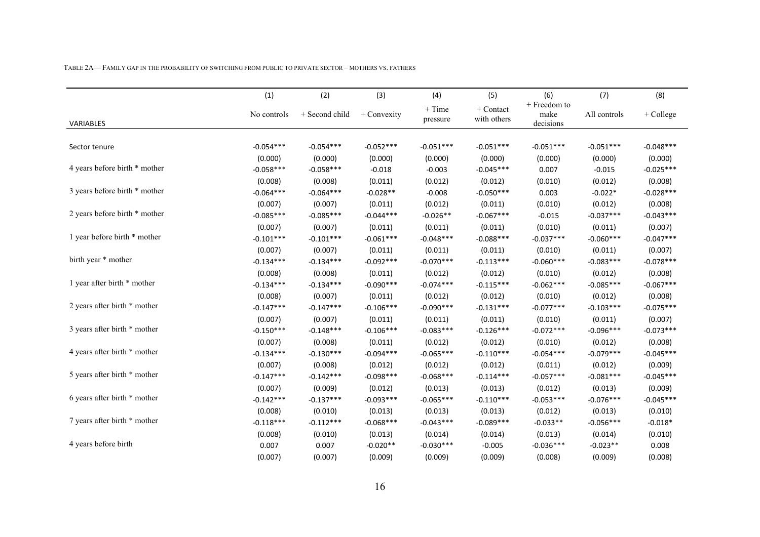TABLE 2A— FAMILY GAP IN THE PROBABILITY OF SWITCHING FROM PUBLIC TO PRIVATE SECTOR – MOTHERS VS. FATHERS

| VARIABLES | (1) No controls | (2) + Second child | (3) + Convexity | (4) + Time pressure | (5) + Contact with others | (6) + Freedom to make decisions | (7) All controls | (8) + College |
|---|---|---|---|---|---|---|---|---|
| Sector tenure | -0.054*** | -0.054*** | -0.052*** | -0.051*** | -0.051*** | -0.051*** | -0.051*** | -0.048*** |
| | (0.000) | (0.000) | (0.000) | (0.000) | (0.000) | (0.000) | (0.000) | (0.000) |
| 4 years before birth * mother | -0.058*** | -0.058*** | -0.018 | -0.003 | -0.045*** | 0.007 | -0.015 | -0.025*** |
| | (0.008) | (0.008) | (0.011) | (0.012) | (0.012) | (0.010) | (0.012) | (0.008) |
| 3 years before birth * mother | -0.064*** | -0.064*** | -0.028** | -0.008 | -0.050*** | 0.003 | -0.022* | -0.028*** |
| | (0.007) | (0.007) | (0.011) | (0.012) | (0.011) | (0.010) | (0.012) | (0.008) |
| 2 years before birth * mother | -0.085*** | -0.085*** | -0.044*** | -0.026** | -0.067*** | -0.015 | -0.037*** | -0.043*** |
| | (0.007) | (0.007) | (0.011) | (0.011) | (0.011) | (0.010) | (0.011) | (0.007) |
| 1 year before birth * mother | -0.101*** | -0.101*** | -0.061*** | -0.048*** | -0.088*** | -0.037*** | -0.060*** | -0.047*** |
| | (0.007) | (0.007) | (0.011) | (0.011) | (0.011) | (0.010) | (0.011) | (0.007) |
| birth year * mother | -0.134*** | -0.134*** | -0.092*** | -0.070*** | -0.113*** | -0.060*** | -0.083*** | -0.078*** |
| | (0.008) | (0.008) | (0.011) | (0.012) | (0.012) | (0.010) | (0.012) | (0.008) |
| 1 year after birth * mother | -0.134*** | -0.134*** | -0.090*** | -0.074*** | -0.115*** | -0.062*** | -0.085*** | -0.067*** |
| | (0.008) | (0.007) | (0.011) | (0.012) | (0.012) | (0.010) | (0.012) | (0.008) |
| 2 years after birth * mother | -0.147*** | -0.147*** | -0.106*** | -0.090*** | -0.131*** | -0.077*** | -0.103*** | -0.075*** |
| | (0.007) | (0.007) | (0.011) | (0.011) | (0.011) | (0.010) | (0.011) | (0.007) |
| 3 years after birth * mother | -0.150*** | -0.148*** | -0.106*** | -0.083*** | -0.126*** | -0.072*** | -0.096*** | -0.073*** |
| | (0.007) | (0.008) | (0.011) | (0.012) | (0.012) | (0.010) | (0.012) | (0.008) |
| 4 years after birth * mother | -0.134*** | -0.130*** | -0.094*** | -0.065*** | -0.110*** | -0.054*** | -0.079*** | -0.045*** |
| | (0.007) | (0.008) | (0.012) | (0.012) | (0.012) | (0.011) | (0.012) | (0.009) |
| 5 years after birth * mother | -0.147*** | -0.142*** | -0.098*** | -0.068*** | -0.114*** | -0.057*** | -0.081*** | -0.045*** |
| | (0.007) | (0.009) | (0.012) | (0.013) | (0.013) | (0.012) | (0.013) | (0.009) |
| 6 years after birth * mother | -0.142*** | -0.137*** | -0.093*** | -0.065*** | -0.110*** | -0.053*** | -0.076*** | -0.045*** |
| | (0.008) | (0.010) | (0.013) | (0.013) | (0.013) | (0.012) | (0.013) | (0.010) |
| 7 years after birth * mother | -0.118*** | -0.112*** | -0.068*** | -0.043*** | -0.089*** | -0.033** | -0.056*** | -0.018* |
| | (0.008) | (0.010) | (0.013) | (0.014) | (0.014) | (0.013) | (0.014) | (0.010) |
| 4 years before birth | 0.007 | 0.007 | -0.020** | -0.030*** | -0.005 | -0.036*** | -0.023** | 0.008 |
| | (0.007) | (0.007) | (0.009) | (0.009) | (0.009) | (0.008) | (0.009) | (0.008) |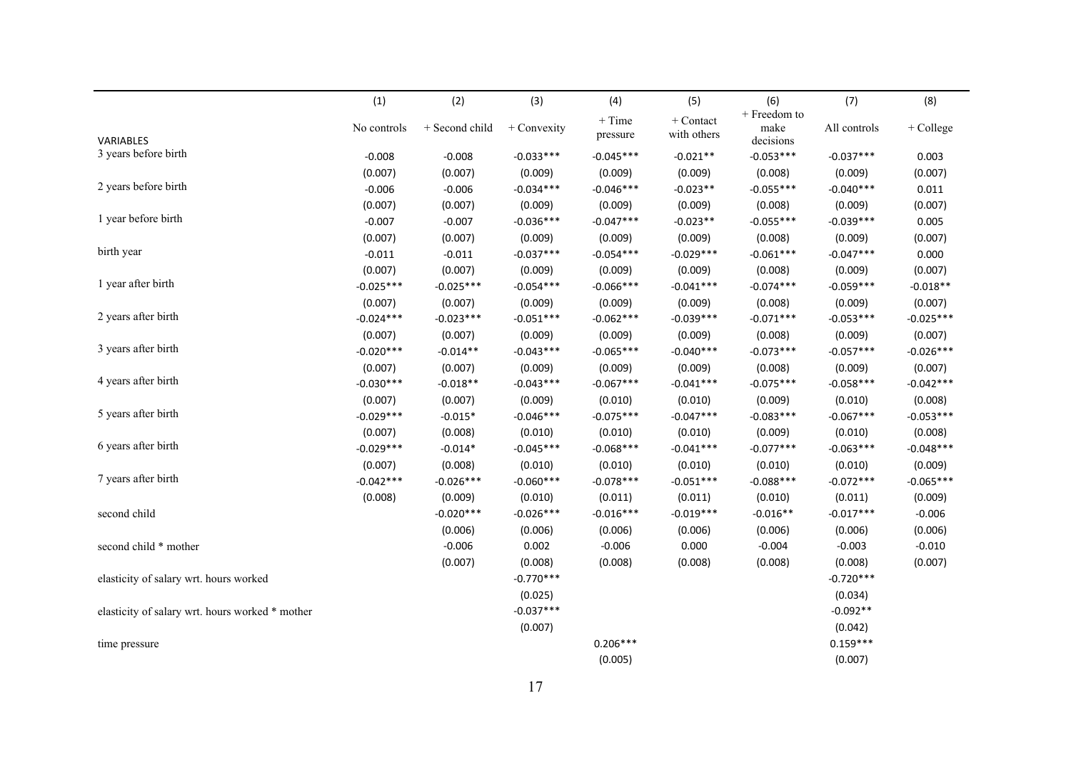| VARIABLES | (1) No controls | (2) + Second child | (3) + Convexity | (4) + Time pressure | (5) + Contact with others | (6) + Freedom to make decisions | (7) All controls | (8) + College |
|---|---|---|---|---|---|---|---|---|
| 3 years before birth | -0.008 | -0.008 | -0.033*** | -0.045*** | -0.021** | -0.053*** | -0.037*** | 0.003 |
| | (0.007) | (0.007) | (0.009) | (0.009) | (0.009) | (0.008) | (0.009) | (0.007) |
| 2 years before birth | -0.006 | -0.006 | -0.034*** | -0.046*** | -0.023** | -0.055*** | -0.040*** | 0.011 |
| | (0.007) | (0.007) | (0.009) | (0.009) | (0.009) | (0.008) | (0.009) | (0.007) |
| 1 year before birth | -0.007 | -0.007 | -0.036*** | -0.047*** | -0.023** | -0.055*** | -0.039*** | 0.005 |
| | (0.007) | (0.007) | (0.009) | (0.009) | (0.009) | (0.008) | (0.009) | (0.007) |
| birth year | -0.011 | -0.011 | -0.037*** | -0.054*** | -0.029*** | -0.061*** | -0.047*** | 0.000 |
| | (0.007) | (0.007) | (0.009) | (0.009) | (0.009) | (0.008) | (0.009) | (0.007) |
| 1 year after birth | -0.025*** | -0.025*** | -0.054*** | -0.066*** | -0.041*** | -0.074*** | -0.059*** | -0.018** |
| | (0.007) | (0.007) | (0.009) | (0.009) | (0.009) | (0.008) | (0.009) | (0.007) |
| 2 years after birth | -0.024*** | -0.023*** | -0.051*** | -0.062*** | -0.039*** | -0.071*** | -0.053*** | -0.025*** |
| | (0.007) | (0.007) | (0.009) | (0.009) | (0.009) | (0.008) | (0.009) | (0.007) |
| 3 years after birth | -0.020*** | -0.014** | -0.043*** | -0.065*** | -0.040*** | -0.073*** | -0.057*** | -0.026*** |
| | (0.007) | (0.007) | (0.009) | (0.009) | (0.009) | (0.008) | (0.009) | (0.007) |
| 4 years after birth | -0.030*** | -0.018** | -0.043*** | -0.067*** | -0.041*** | -0.075*** | -0.058*** | -0.042*** |
| | (0.007) | (0.007) | (0.009) | (0.010) | (0.010) | (0.009) | (0.010) | (0.008) |
| 5 years after birth | -0.029*** | -0.015* | -0.046*** | -0.075*** | -0.047*** | -0.083*** | -0.067*** | -0.053*** |
| | (0.007) | (0.008) | (0.010) | (0.010) | (0.010) | (0.009) | (0.010) | (0.008) |
| 6 years after birth | -0.029*** | -0.014* | -0.045*** | -0.068*** | -0.041*** | -0.077*** | -0.063*** | -0.048*** |
| | (0.007) | (0.008) | (0.010) | (0.010) | (0.010) | (0.010) | (0.010) | (0.009) |
| 7 years after birth | -0.042*** | -0.026*** | -0.060*** | -0.078*** | -0.051*** | -0.088*** | -0.072*** | -0.065*** |
| | (0.008) | (0.009) | (0.010) | (0.011) | (0.011) | (0.010) | (0.011) | (0.009) |
| second child | | -0.020*** | -0.026*** | -0.016*** | -0.019*** | -0.016** | -0.017*** | -0.006 |
| | | (0.006) | (0.006) | (0.006) | (0.006) | (0.006) | (0.006) | (0.006) |
| second child * mother | | -0.006 | 0.002 | -0.006 | 0.000 | -0.004 | -0.003 | -0.010 |
| | | (0.007) | (0.008) | (0.008) | (0.008) | (0.008) | (0.008) | (0.007) |
| elasticity of salary wrt. hours worked | | | -0.770*** | | | | -0.720*** | |
| | | | (0.025) | | | | (0.034) | |
| elasticity of salary wrt. hours worked * mother | | | -0.037*** | | | | -0.092** | |
| | | | (0.007) | | | | (0.042) | |
| time pressure | | | | 0.206*** | | | 0.159*** | |
| | | | | (0.005) | | | (0.007) | |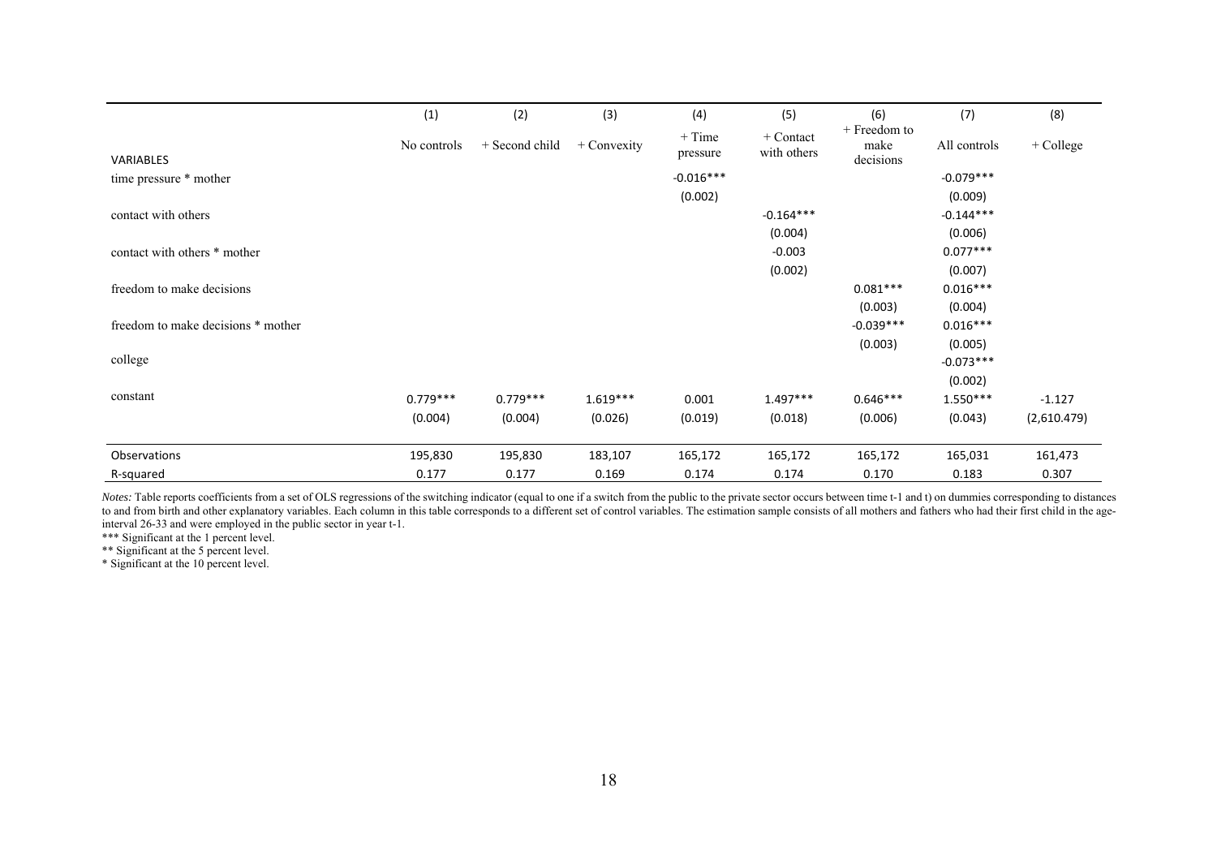| | (1) | (2) | (3) | (4) | (5) | (6) | (7) | (8) |
|---|---|---|---|---|---|---|---|---|
| VARIABLES | No controls | + Second child | + Convexity | + Time pressure | + Contact with others | + Freedom to make decisions | All controls | + College |
| time pressure * mother | | | | -0.016*** | | | -0.079*** | |
| | | | | (0.002) | | | (0.009) | |
| contact with others | | | | | -0.164*** | | -0.144*** | |
| | | | | | (0.004) | | (0.006) | |
| contact with others * mother | | | | | -0.003 | | 0.077*** | |
| | | | | | (0.002) | | (0.007) | |
| freedom to make decisions | | | | | | 0.081*** | 0.016*** | |
| | | | | | | (0.003) | (0.004) | |
| freedom to make decisions * mother | | | | | | -0.039*** | 0.016*** | |
| | | | | | | (0.003) | (0.005) | |
| college | | | | | | | -0.073*** | |
| | | | | | | | (0.002) | |
| constant | 0.779*** | 0.779*** | 1.619*** | 0.001 | 1.497*** | 0.646*** | 1.550*** | -1.127 |
| | (0.004) | (0.004) | (0.026) | (0.019) | (0.018) | (0.006) | (0.043) | (2,610.479) |
| Observations | 195,830 | 195,830 | 183,107 | 165,172 | 165,172 | 165,172 | 165,031 | 161,473 |
| R-squared | 0.177 | 0.177 | 0.169 | 0.174 | 0.174 | 0.170 | 0.183 | 0.307 |

*Notes:* Table reports coefficients from a set of OLS regressions of the switching indicator (equal to one if a switch from the public to the private sector occurs between time t-1 and t) on dummies corresponding to distances to and from birth and other explanatory variables. Each column in this table corresponds to a different set of control variables. The estimation sample consists of all mothers and fathers who had their first child in the age-interval 26-33 and were employed in the public sector in year t-1.

*** Significant at the 1 percent level.

** Significant at the 5 percent level.

* Significant at the 10 percent level.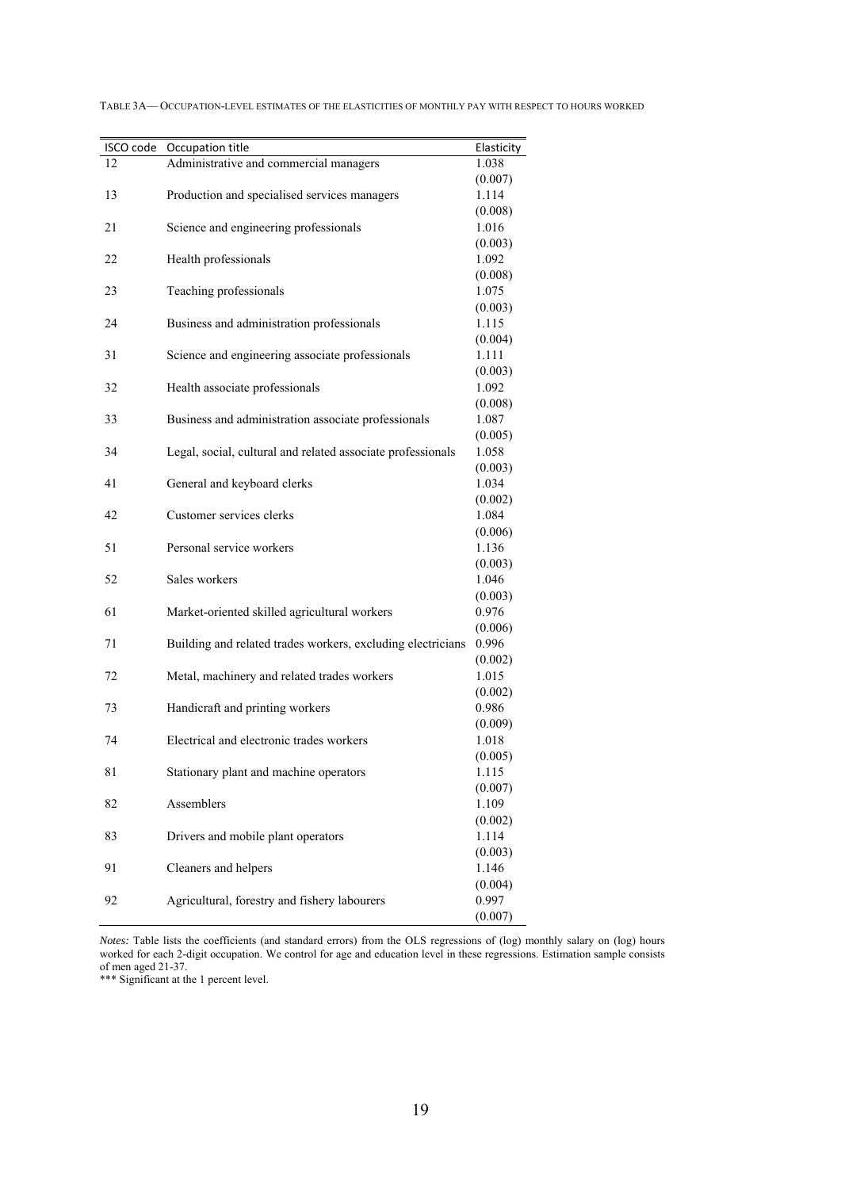TABLE 3A— OCCUPATION-LEVEL ESTIMATES OF THE ELASTICITIES OF MONTHLY PAY WITH RESPECT TO HOURS WORKED

| ISCO code | Occupation title | Elasticity |
|---|---|---|
| 12 | Administrative and commercial managers | 1.038 |
| | | (0.007) |
| 13 | Production and specialised services managers | 1.114 |
| | | (0.008) |
| 21 | Science and engineering professionals | 1.016 |
| | | (0.003) |
| 22 | Health professionals | 1.092 |
| | | (0.008) |
| 23 | Teaching professionals | 1.075 |
| | | (0.003) |
| 24 | Business and administration professionals | 1.115 |
| | | (0.004) |
| 31 | Science and engineering associate professionals | 1.111 |
| | | (0.003) |
| 32 | Health associate professionals | 1.092 |
| | | (0.008) |
| 33 | Business and administration associate professionals | 1.087 |
| | | (0.005) |
| 34 | Legal, social, cultural and related associate professionals | 1.058 |
| | | (0.003) |
| 41 | General and keyboard clerks | 1.034 |
| | | (0.002) |
| 42 | Customer services clerks | 1.084 |
| | | (0.006) |
| 51 | Personal service workers | 1.136 |
| | | (0.003) |
| 52 | Sales workers | 1.046 |
| | | (0.003) |
| 61 | Market-oriented skilled agricultural workers | 0.976 |
| | | (0.006) |
| 71 | Building and related trades workers, excluding electricians | 0.996 |
| | | (0.002) |
| 72 | Metal, machinery and related trades workers | 1.015 |
| | | (0.002) |
| 73 | Handicraft and printing workers | 0.986 |
| | | (0.009) |
| 74 | Electrical and electronic trades workers | 1.018 |
| | | (0.005) |
| 81 | Stationary plant and machine operators | 1.115 |
| | | (0.007) |
| 82 | Assemblers | 1.109 |
| | | (0.002) |
| 83 | Drivers and mobile plant operators | 1.114 |
| | | (0.003) |
| 91 | Cleaners and helpers | 1.146 |
| | | (0.004) |
| 92 | Agricultural, forestry and fishery labourers | 0.997 |
| | | (0.007) |

*Notes:* Table lists the coefficients (and standard errors) from the OLS regressions of (log) monthly salary on (log) hours worked for each 2-digit occupation. We control for age and education level in these regressions. Estimation sample consists of men aged 21-37.

*** Significant at the 1 percent level.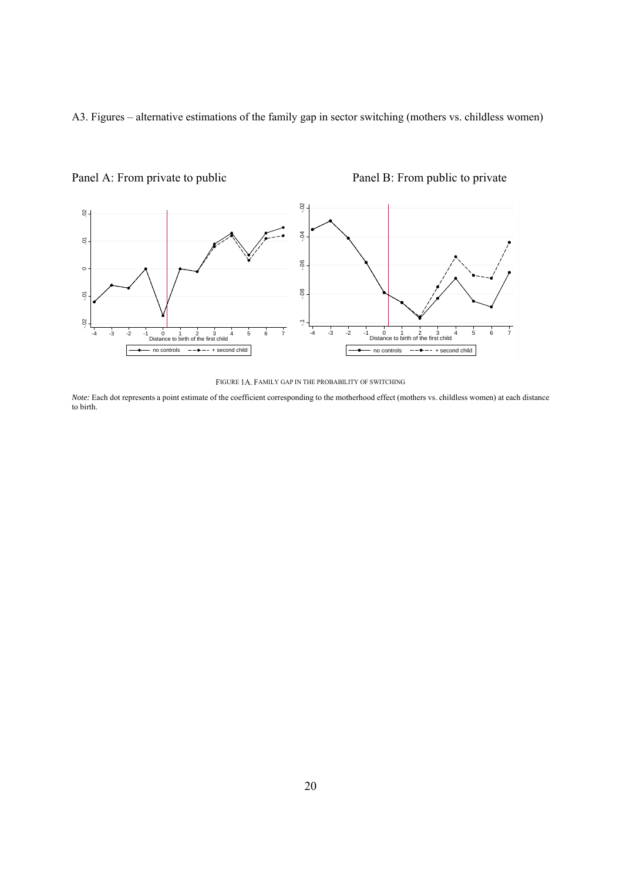A3. Figures – alternative estimations of the family gap in sector switching (mothers vs. childless women)

Panel A: From private to public

.02
.01
0
-.01
-.02
-4 -3 -2 -1 0 1 2 3 4 5 6 7
Distance to birth of the first child
no controls
+ second child

Panel B: From public to private

-.02
-.04
-.06
-.08
-.1
-4 -3 -2 -1 0 1 2 3 4 5 6 7
Distance to birth of the first child
no controls
+ second child

FIGURE 1A. FAMILY GAP IN THE PROBABILITY OF SWITCHING

*Note:* Each dot represents a point estimate of the coefficient corresponding to the motherhood effect (mothers vs. childless women) at each distance to birth.